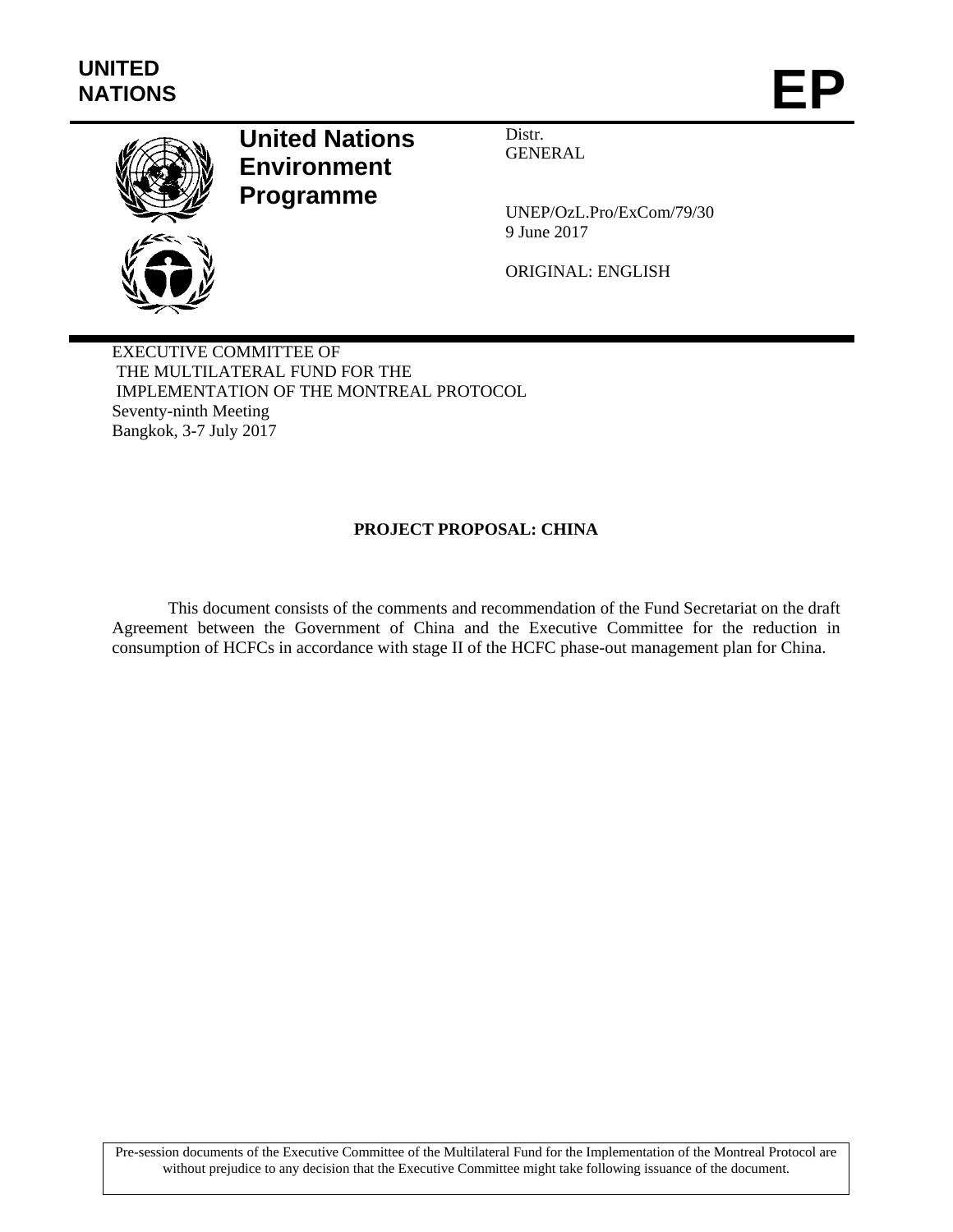**UNITED NATIONS**

# EP

**United Nations Environment Programme**

Distr.
GENERAL

UNEP/OzL.Pro/ExCom/79/30
9 June 2017

ORIGINAL: ENGLISH

EXECUTIVE COMMITTEE OF
THE MULTILATERAL FUND FOR THE
IMPLEMENTATION OF THE MONTREAL PROTOCOL
Seventy-ninth Meeting
Bangkok, 3-7 July 2017

## PROJECT PROPOSAL: CHINA

This document consists of the comments and recommendation of the Fund Secretariat on the draft Agreement between the Government of China and the Executive Committee for the reduction in consumption of HCFCs in accordance with stage II of the HCFC phase-out management plan for China.

Pre-session documents of the Executive Committee of the Multilateral Fund for the Implementation of the Montreal Protocol are without prejudice to any decision that the Executive Committee might take following issuance of the document.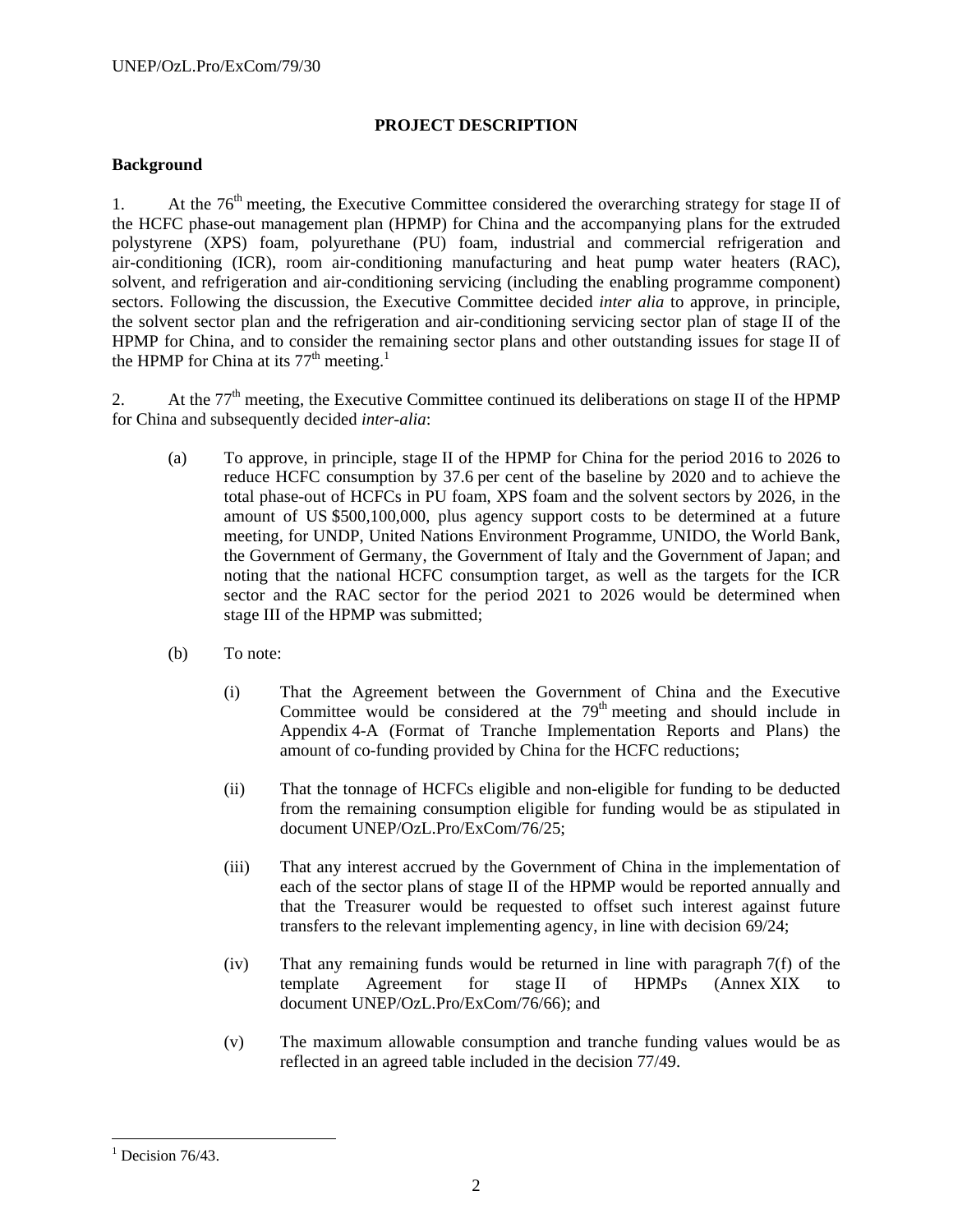## PROJECT DESCRIPTION

### Background

1. At the 76th meeting, the Executive Committee considered the overarching strategy for stage II of the HCFC phase-out management plan (HPMP) for China and the accompanying plans for the extruded polystyrene (XPS) foam, polyurethane (PU) foam, industrial and commercial refrigeration and air-conditioning (ICR), room air-conditioning manufacturing and heat pump water heaters (RAC), solvent, and refrigeration and air-conditioning servicing (including the enabling programme component) sectors. Following the discussion, the Executive Committee decided *inter alia* to approve, in principle, the solvent sector plan and the refrigeration and air-conditioning servicing sector plan of stage II of the HPMP for China, and to consider the remaining sector plans and other outstanding issues for stage II of the HPMP for China at its 77th meeting.[1]

2. At the 77th meeting, the Executive Committee continued its deliberations on stage II of the HPMP for China and subsequently decided *inter-alia*:

   (a) To approve, in principle, stage II of the HPMP for China for the period 2016 to 2026 to reduce HCFC consumption by 37.6 per cent of the baseline by 2020 and to achieve the total phase-out of HCFCs in PU foam, XPS foam and the solvent sectors by 2026, in the amount of US $500,100,000, plus agency support costs to be determined at a future meeting, for UNDP, United Nations Environment Programme, UNIDO, the World Bank, the Government of Germany, the Government of Italy and the Government of Japan; and noting that the national HCFC consumption target, as well as the targets for the ICR sector and the RAC sector for the period 2021 to 2026 would be determined when stage III of the HPMP was submitted;

   (b) To note:

      (i) That the Agreement between the Government of China and the Executive Committee would be considered at the 79th meeting and should include in Appendix 4-A (Format of Tranche Implementation Reports and Plans) the amount of co-funding provided by China for the HCFC reductions;

      (ii) That the tonnage of HCFCs eligible and non-eligible for funding to be deducted from the remaining consumption eligible for funding would be as stipulated in document UNEP/OzL.Pro/ExCom/76/25;

      (iii) That any interest accrued by the Government of China in the implementation of each of the sector plans of stage II of the HPMP would be reported annually and that the Treasurer would be requested to offset such interest against future transfers to the relevant implementing agency, in line with decision 69/24;

      (iv) That any remaining funds would be returned in line with paragraph 7(f) of the template Agreement for stage II of HPMPs (Annex XIX to document UNEP/OzL.Pro/ExCom/76/66); and

      (v) The maximum allowable consumption and tranche funding values would be as reflected in an agreed table included in the decision 77/49.

[1] Decision 76/43.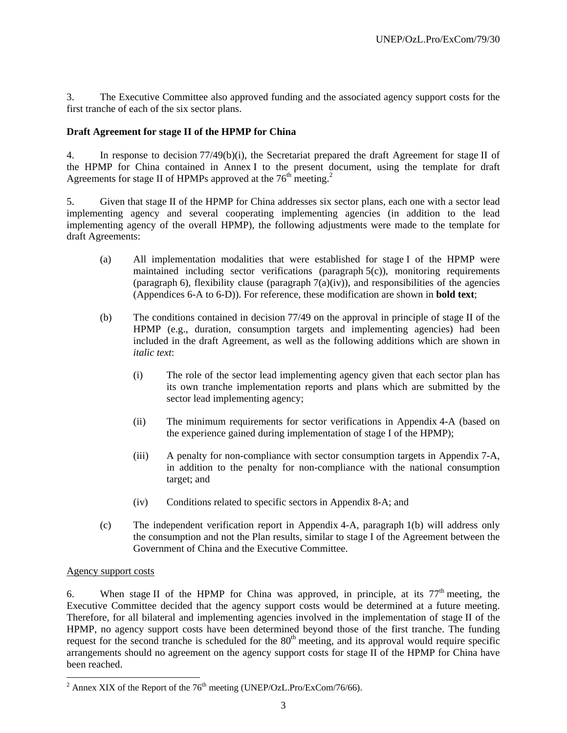3. The Executive Committee also approved funding and the associated agency support costs for the first tranche of each of the six sector plans.

**Draft Agreement for stage II of the HPMP for China**

4. In response to decision 77/49(b)(i), the Secretariat prepared the draft Agreement for stage II of the HPMP for China contained in Annex I to the present document, using the template for draft Agreements for stage II of HPMPs approved at the 76th meeting.[2]

5. Given that stage II of the HPMP for China addresses six sector plans, each one with a sector lead implementing agency and several cooperating implementing agencies (in addition to the lead implementing agency of the overall HPMP), the following adjustments were made to the template for draft Agreements:

(a) All implementation modalities that were established for stage I of the HPMP were maintained including sector verifications (paragraph 5(c)), monitoring requirements (paragraph 6), flexibility clause (paragraph 7(a)(iv)), and responsibilities of the agencies (Appendices 6-A to 6-D)). For reference, these modification are shown in **bold text**;

(b) The conditions contained in decision 77/49 on the approval in principle of stage II of the HPMP (e.g., duration, consumption targets and implementing agencies) had been included in the draft Agreement, as well as the following additions which are shown in *italic text*:

(i) The role of the sector lead implementing agency given that each sector plan has its own tranche implementation reports and plans which are submitted by the sector lead implementing agency;

(ii) The minimum requirements for sector verifications in Appendix 4-A (based on the experience gained during implementation of stage I of the HPMP);

(iii) A penalty for non-compliance with sector consumption targets in Appendix 7-A, in addition to the penalty for non-compliance with the national consumption target; and

(iv) Conditions related to specific sectors in Appendix 8-A; and

(c) The independent verification report in Appendix 4-A, paragraph 1(b) will address only the consumption and not the Plan results, similar to stage I of the Agreement between the Government of China and the Executive Committee.

Agency support costs

6. When stage II of the HPMP for China was approved, in principle, at its 77th meeting, the Executive Committee decided that the agency support costs would be determined at a future meeting. Therefore, for all bilateral and implementing agencies involved in the implementation of stage II of the HPMP, no agency support costs have been determined beyond those of the first tranche. The funding request for the second tranche is scheduled for the 80th meeting, and its approval would require specific arrangements should no agreement on the agency support costs for stage II of the HPMP for China have been reached.

[2] Annex XIX of the Report of the 76th meeting (UNEP/OzL.Pro/ExCom/76/66).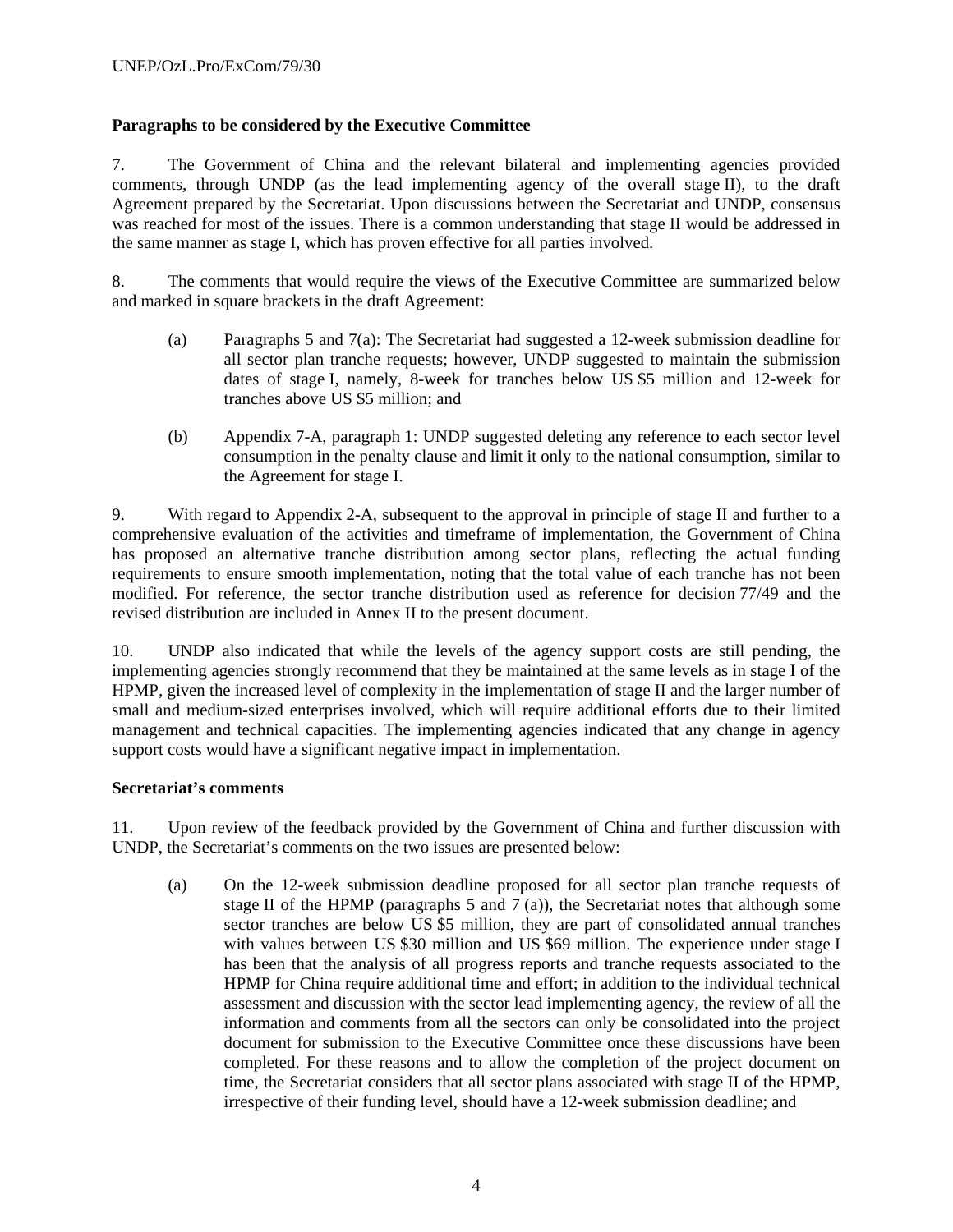**Paragraphs to be considered by the Executive Committee**

7. The Government of China and the relevant bilateral and implementing agencies provided comments, through UNDP (as the lead implementing agency of the overall stage II), to the draft Agreement prepared by the Secretariat. Upon discussions between the Secretariat and UNDP, consensus was reached for most of the issues. There is a common understanding that stage II would be addressed in the same manner as stage I, which has proven effective for all parties involved.

8. The comments that would require the views of the Executive Committee are summarized below and marked in square brackets in the draft Agreement:

(a) Paragraphs 5 and 7(a): The Secretariat had suggested a 12-week submission deadline for all sector plan tranche requests; however, UNDP suggested to maintain the submission dates of stage I, namely, 8-week for tranches below US $5 million and 12-week for tranches above US $5 million; and

(b) Appendix 7-A, paragraph 1: UNDP suggested deleting any reference to each sector level consumption in the penalty clause and limit it only to the national consumption, similar to the Agreement for stage I.

9. With regard to Appendix 2-A, subsequent to the approval in principle of stage II and further to a comprehensive evaluation of the activities and timeframe of implementation, the Government of China has proposed an alternative tranche distribution among sector plans, reflecting the actual funding requirements to ensure smooth implementation, noting that the total value of each tranche has not been modified. For reference, the sector tranche distribution used as reference for decision 77/49 and the revised distribution are included in Annex II to the present document.

10. UNDP also indicated that while the levels of the agency support costs are still pending, the implementing agencies strongly recommend that they be maintained at the same levels as in stage I of the HPMP, given the increased level of complexity in the implementation of stage II and the larger number of small and medium-sized enterprises involved, which will require additional efforts due to their limited management and technical capacities. The implementing agencies indicated that any change in agency support costs would have a significant negative impact in implementation.

**Secretariat's comments**

11. Upon review of the feedback provided by the Government of China and further discussion with UNDP, the Secretariat's comments on the two issues are presented below:

(a) On the 12-week submission deadline proposed for all sector plan tranche requests of stage II of the HPMP (paragraphs 5 and 7 (a)), the Secretariat notes that although some sector tranches are below US $5 million, they are part of consolidated annual tranches with values between US $30 million and US $69 million. The experience under stage I has been that the analysis of all progress reports and tranche requests associated to the HPMP for China require additional time and effort; in addition to the individual technical assessment and discussion with the sector lead implementing agency, the review of all the information and comments from all the sectors can only be consolidated into the project document for submission to the Executive Committee once these discussions have been completed. For these reasons and to allow the completion of the project document on time, the Secretariat considers that all sector plans associated with stage II of the HPMP, irrespective of their funding level, should have a 12-week submission deadline; and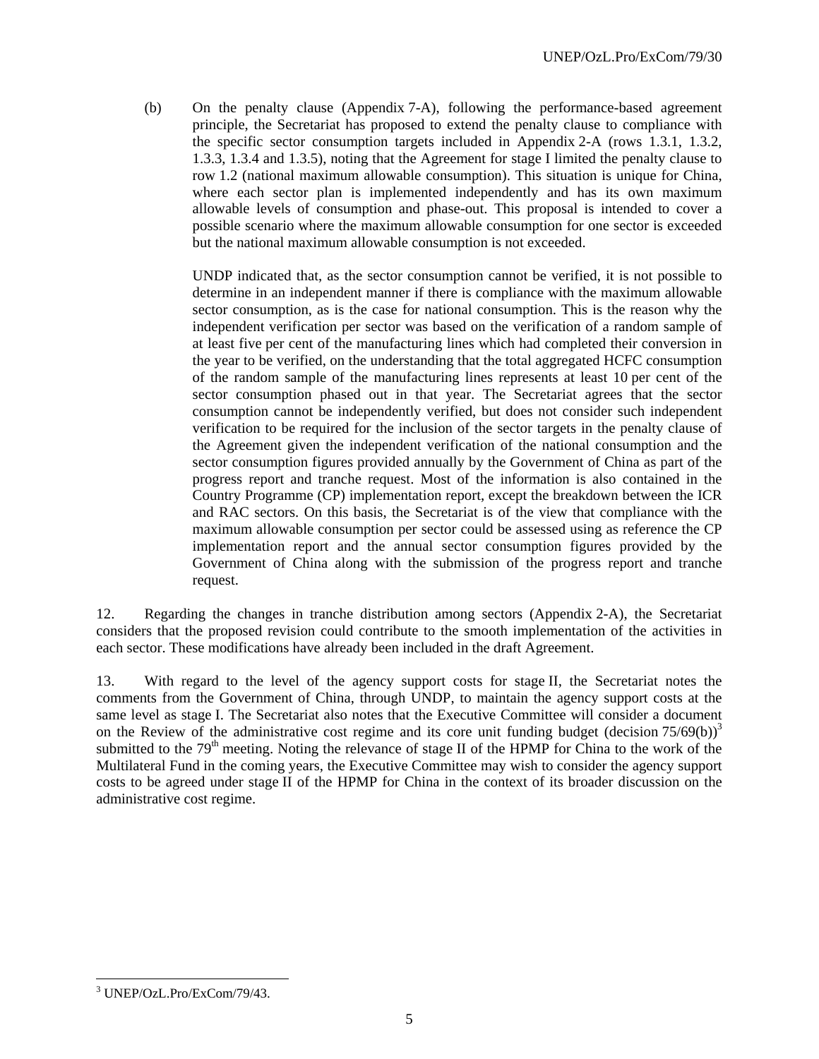(b) On the penalty clause (Appendix 7-A), following the performance-based agreement principle, the Secretariat has proposed to extend the penalty clause to compliance with the specific sector consumption targets included in Appendix 2-A (rows 1.3.1, 1.3.2, 1.3.3, 1.3.4 and 1.3.5), noting that the Agreement for stage I limited the penalty clause to row 1.2 (national maximum allowable consumption). This situation is unique for China, where each sector plan is implemented independently and has its own maximum allowable levels of consumption and phase-out. This proposal is intended to cover a possible scenario where the maximum allowable consumption for one sector is exceeded but the national maximum allowable consumption is not exceeded.

UNDP indicated that, as the sector consumption cannot be verified, it is not possible to determine in an independent manner if there is compliance with the maximum allowable sector consumption, as is the case for national consumption. This is the reason why the independent verification per sector was based on the verification of a random sample of at least five per cent of the manufacturing lines which had completed their conversion in the year to be verified, on the understanding that the total aggregated HCFC consumption of the random sample of the manufacturing lines represents at least 10 per cent of the sector consumption phased out in that year. The Secretariat agrees that the sector consumption cannot be independently verified, but does not consider such independent verification to be required for the inclusion of the sector targets in the penalty clause of the Agreement given the independent verification of the national consumption and the sector consumption figures provided annually by the Government of China as part of the progress report and tranche request. Most of the information is also contained in the Country Programme (CP) implementation report, except the breakdown between the ICR and RAC sectors. On this basis, the Secretariat is of the view that compliance with the maximum allowable consumption per sector could be assessed using as reference the CP implementation report and the annual sector consumption figures provided by the Government of China along with the submission of the progress report and tranche request.

12. Regarding the changes in tranche distribution among sectors (Appendix 2-A), the Secretariat considers that the proposed revision could contribute to the smooth implementation of the activities in each sector. These modifications have already been included in the draft Agreement.

13. With regard to the level of the agency support costs for stage II, the Secretariat notes the comments from the Government of China, through UNDP, to maintain the agency support costs at the same level as stage I. The Secretariat also notes that the Executive Committee will consider a document on the Review of the administrative cost regime and its core unit funding budget (decision 75/69(b))[3] submitted to the 79th meeting. Noting the relevance of stage II of the HPMP for China to the work of the Multilateral Fund in the coming years, the Executive Committee may wish to consider the agency support costs to be agreed under stage II of the HPMP for China in the context of its broader discussion on the administrative cost regime.

[3] UNEP/OzL.Pro/ExCom/79/43.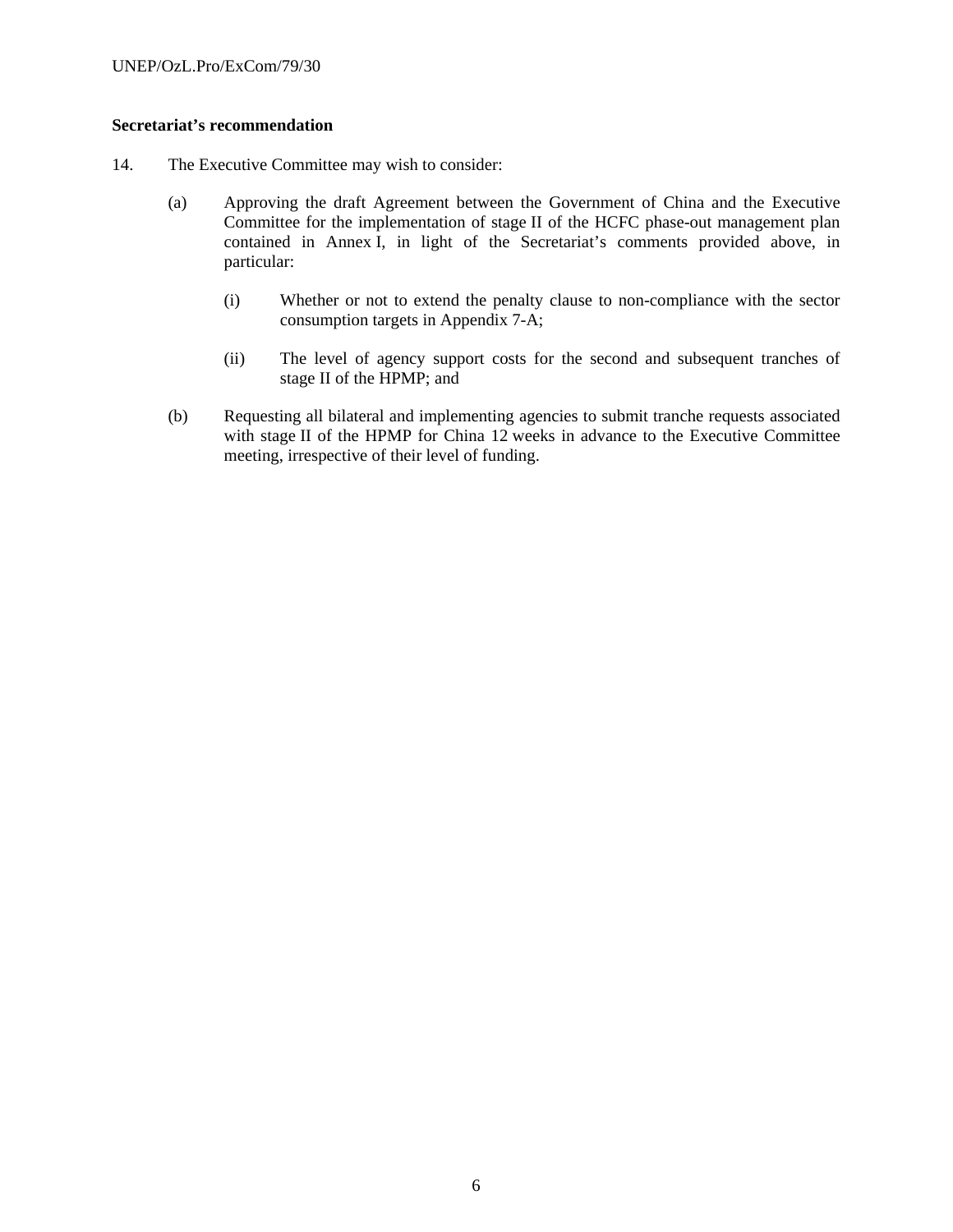**Secretariat's recommendation**

14. The Executive Committee may wish to consider:

(a) Approving the draft Agreement between the Government of China and the Executive Committee for the implementation of stage II of the HCFC phase-out management plan contained in Annex I, in light of the Secretariat's comments provided above, in particular:

(i) Whether or not to extend the penalty clause to non-compliance with the sector consumption targets in Appendix 7-A;

(ii) The level of agency support costs for the second and subsequent tranches of stage II of the HPMP; and

(b) Requesting all bilateral and implementing agencies to submit tranche requests associated with stage II of the HPMP for China 12 weeks in advance to the Executive Committee meeting, irrespective of their level of funding.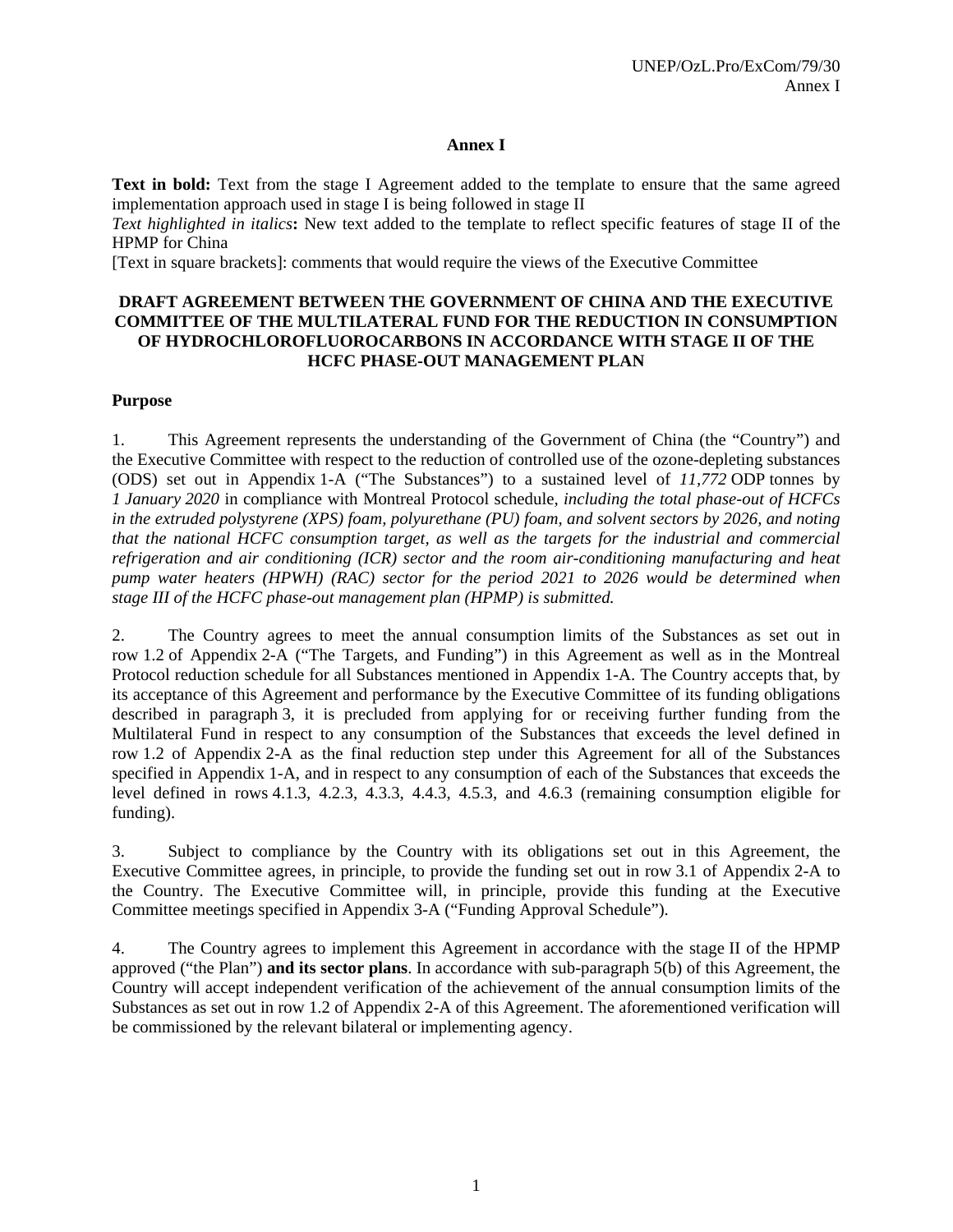# Annex I

**Text in bold:** Text from the stage I Agreement added to the template to ensure that the same agreed implementation approach used in stage I is being followed in stage II

*Text highlighted in italics***:** New text added to the template to reflect specific features of stage II of the HPMP for China

[Text in square brackets]: comments that would require the views of the Executive Committee

## DRAFT AGREEMENT BETWEEN THE GOVERNMENT OF CHINA AND THE EXECUTIVE COMMITTEE OF THE MULTILATERAL FUND FOR THE REDUCTION IN CONSUMPTION OF HYDROCHLOROFLUOROCARBONS IN ACCORDANCE WITH STAGE II OF THE HCFC PHASE-OUT MANAGEMENT PLAN

### Purpose

1. This Agreement represents the understanding of the Government of China (the "Country") and the Executive Committee with respect to the reduction of controlled use of the ozone-depleting substances (ODS) set out in Appendix 1-A ("The Substances") to a sustained level of *11,772* ODP tonnes by *1 January 2020* in compliance with Montreal Protocol schedule, *including the total phase-out of HCFCs in the extruded polystyrene (XPS) foam, polyurethane (PU) foam, and solvent sectors by 2026, and noting that the national HCFC consumption target, as well as the targets for the industrial and commercial refrigeration and air conditioning (ICR) sector and the room air-conditioning manufacturing and heat pump water heaters (HPWH) (RAC) sector for the period 2021 to 2026 would be determined when stage III of the HCFC phase-out management plan (HPMP) is submitted.*

2. The Country agrees to meet the annual consumption limits of the Substances as set out in row 1.2 of Appendix 2-A ("The Targets, and Funding") in this Agreement as well as in the Montreal Protocol reduction schedule for all Substances mentioned in Appendix 1-A. The Country accepts that, by its acceptance of this Agreement and performance by the Executive Committee of its funding obligations described in paragraph 3, it is precluded from applying for or receiving further funding from the Multilateral Fund in respect to any consumption of the Substances that exceeds the level defined in row 1.2 of Appendix 2-A as the final reduction step under this Agreement for all of the Substances specified in Appendix 1-A, and in respect to any consumption of each of the Substances that exceeds the level defined in rows 4.1.3, 4.2.3, 4.3.3, 4.4.3, 4.5.3, and 4.6.3 (remaining consumption eligible for funding).

3. Subject to compliance by the Country with its obligations set out in this Agreement, the Executive Committee agrees, in principle, to provide the funding set out in row 3.1 of Appendix 2-A to the Country. The Executive Committee will, in principle, provide this funding at the Executive Committee meetings specified in Appendix 3-A ("Funding Approval Schedule").

4. The Country agrees to implement this Agreement in accordance with the stage II of the HPMP approved ("the Plan") **and its sector plans**. In accordance with sub-paragraph 5(b) of this Agreement, the Country will accept independent verification of the achievement of the annual consumption limits of the Substances as set out in row 1.2 of Appendix 2-A of this Agreement. The aforementioned verification will be commissioned by the relevant bilateral or implementing agency.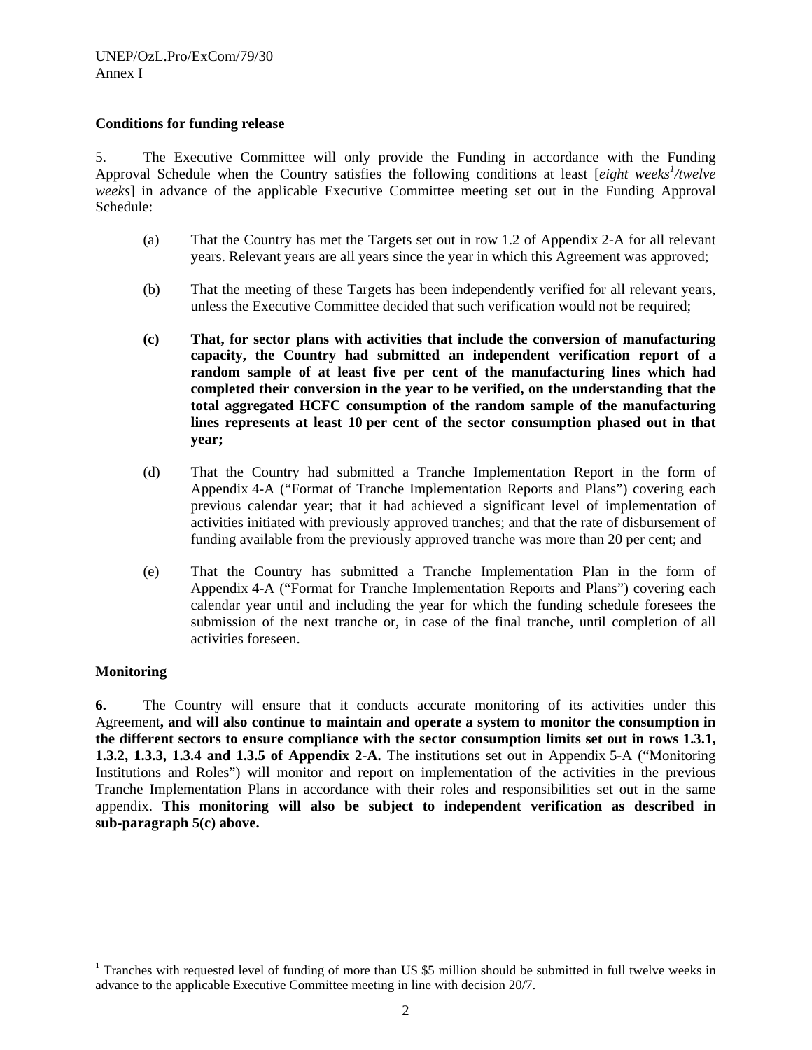**Conditions for funding release**

5. The Executive Committee will only provide the Funding in accordance with the Funding Approval Schedule when the Country satisfies the following conditions at least [*eight weeks*[1]*/twelve weeks*] in advance of the applicable Executive Committee meeting set out in the Funding Approval Schedule:

(a) That the Country has met the Targets set out in row 1.2 of Appendix 2-A for all relevant years. Relevant years are all years since the year in which this Agreement was approved;

(b) That the meeting of these Targets has been independently verified for all relevant years, unless the Executive Committee decided that such verification would not be required;

**(c) That, for sector plans with activities that include the conversion of manufacturing capacity, the Country had submitted an independent verification report of a random sample of at least five per cent of the manufacturing lines which had completed their conversion in the year to be verified, on the understanding that the total aggregated HCFC consumption of the random sample of the manufacturing lines represents at least 10 per cent of the sector consumption phased out in that year;**

(d) That the Country had submitted a Tranche Implementation Report in the form of Appendix 4-A ("Format of Tranche Implementation Reports and Plans") covering each previous calendar year; that it had achieved a significant level of implementation of activities initiated with previously approved tranches; and that the rate of disbursement of funding available from the previously approved tranche was more than 20 per cent; and

(e) That the Country has submitted a Tranche Implementation Plan in the form of Appendix 4-A ("Format for Tranche Implementation Reports and Plans") covering each calendar year until and including the year for which the funding schedule foresees the submission of the next tranche or, in case of the final tranche, until completion of all activities foreseen.

**Monitoring**

**6.** The Country will ensure that it conducts accurate monitoring of its activities under this Agreement**, and will also continue to maintain and operate a system to monitor the consumption in the different sectors to ensure compliance with the sector consumption limits set out in rows 1.3.1, 1.3.2, 1.3.3, 1.3.4 and 1.3.5 of Appendix 2-A.** The institutions set out in Appendix 5-A ("Monitoring Institutions and Roles") will monitor and report on implementation of the activities in the previous Tranche Implementation Plans in accordance with their roles and responsibilities set out in the same appendix. **This monitoring will also be subject to independent verification as described in sub-paragraph 5(c) above.**

[1] Tranches with requested level of funding of more than US $5 million should be submitted in full twelve weeks in advance to the applicable Executive Committee meeting in line with decision 20/7.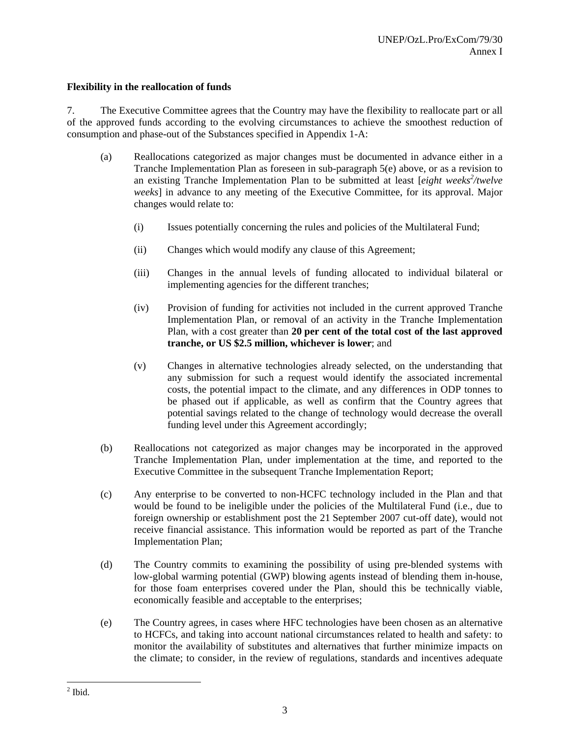**Flexibility in the reallocation of funds**

7. The Executive Committee agrees that the Country may have the flexibility to reallocate part or all of the approved funds according to the evolving circumstances to achieve the smoothest reduction of consumption and phase-out of the Substances specified in Appendix 1-A:

(a) Reallocations categorized as major changes must be documented in advance either in a Tranche Implementation Plan as foreseen in sub-paragraph 5(e) above, or as a revision to an existing Tranche Implementation Plan to be submitted at least [*eight weeks*[2]*/twelve weeks*] in advance to any meeting of the Executive Committee, for its approval. Major changes would relate to:

   (i) Issues potentially concerning the rules and policies of the Multilateral Fund;

   (ii) Changes which would modify any clause of this Agreement;

   (iii) Changes in the annual levels of funding allocated to individual bilateral or implementing agencies for the different tranches;

   (iv) Provision of funding for activities not included in the current approved Tranche Implementation Plan, or removal of an activity in the Tranche Implementation Plan, with a cost greater than **20 per cent of the total cost of the last approved tranche, or US $2.5 million, whichever is lower**; and

   (v) Changes in alternative technologies already selected, on the understanding that any submission for such a request would identify the associated incremental costs, the potential impact to the climate, and any differences in ODP tonnes to be phased out if applicable, as well as confirm that the Country agrees that potential savings related to the change of technology would decrease the overall funding level under this Agreement accordingly;

(b) Reallocations not categorized as major changes may be incorporated in the approved Tranche Implementation Plan, under implementation at the time, and reported to the Executive Committee in the subsequent Tranche Implementation Report;

(c) Any enterprise to be converted to non-HCFC technology included in the Plan and that would be found to be ineligible under the policies of the Multilateral Fund (i.e., due to foreign ownership or establishment post the 21 September 2007 cut-off date), would not receive financial assistance. This information would be reported as part of the Tranche Implementation Plan;

(d) The Country commits to examining the possibility of using pre-blended systems with low-global warming potential (GWP) blowing agents instead of blending them in-house, for those foam enterprises covered under the Plan, should this be technically viable, economically feasible and acceptable to the enterprises;

(e) The Country agrees, in cases where HFC technologies have been chosen as an alternative to HCFCs, and taking into account national circumstances related to health and safety: to monitor the availability of substitutes and alternatives that further minimize impacts on the climate; to consider, in the review of regulations, standards and incentives adequate

---

[2] Ibid.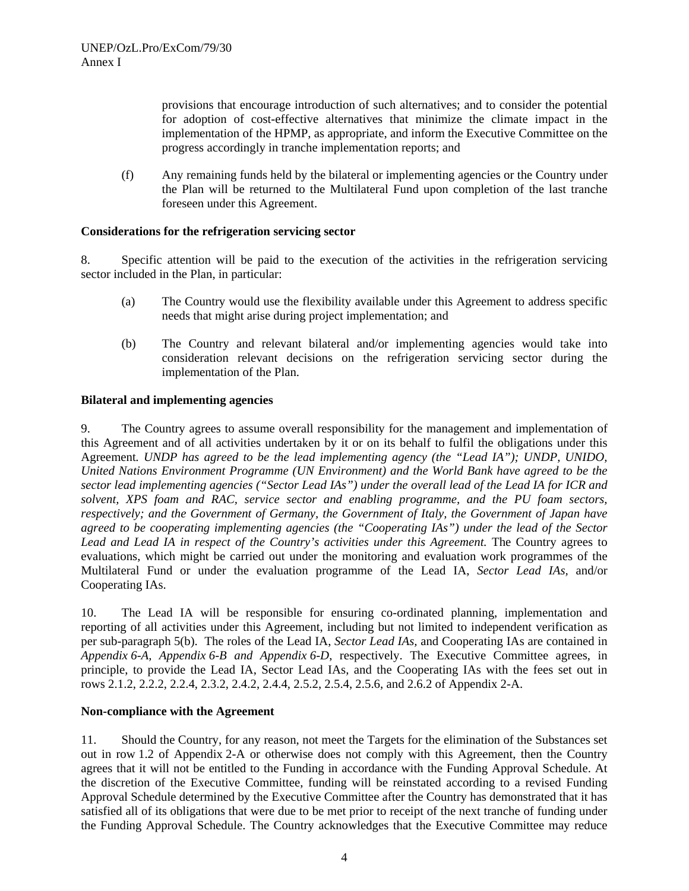provisions that encourage introduction of such alternatives; and to consider the potential for adoption of cost-effective alternatives that minimize the climate impact in the implementation of the HPMP, as appropriate, and inform the Executive Committee on the progress accordingly in tranche implementation reports; and

(f) Any remaining funds held by the bilateral or implementing agencies or the Country under the Plan will be returned to the Multilateral Fund upon completion of the last tranche foreseen under this Agreement.

**Considerations for the refrigeration servicing sector**

8. Specific attention will be paid to the execution of the activities in the refrigeration servicing sector included in the Plan, in particular:

(a) The Country would use the flexibility available under this Agreement to address specific needs that might arise during project implementation; and

(b) The Country and relevant bilateral and/or implementing agencies would take into consideration relevant decisions on the refrigeration servicing sector during the implementation of the Plan.

**Bilateral and implementing agencies**

9. The Country agrees to assume overall responsibility for the management and implementation of this Agreement and of all activities undertaken by it or on its behalf to fulfil the obligations under this Agreement. *UNDP has agreed to be the lead implementing agency (the "Lead IA"); UNDP, UNIDO, United Nations Environment Programme (UN Environment) and the World Bank have agreed to be the sector lead implementing agencies ("Sector Lead IAs") under the overall lead of the Lead IA for ICR and solvent, XPS foam and RAC, service sector and enabling programme, and the PU foam sectors, respectively; and the Government of Germany, the Government of Italy, the Government of Japan have agreed to be cooperating implementing agencies (the "Cooperating IAs") under the lead of the Sector Lead and Lead IA in respect of the Country's activities under this Agreement.* The Country agrees to evaluations, which might be carried out under the monitoring and evaluation work programmes of the Multilateral Fund or under the evaluation programme of the Lead IA, *Sector Lead IAs,* and/or Cooperating IAs.

10. The Lead IA will be responsible for ensuring co-ordinated planning, implementation and reporting of all activities under this Agreement, including but not limited to independent verification as per sub-paragraph 5(b). The roles of the Lead IA, *Sector Lead IAs,* and Cooperating IAs are contained in *Appendix 6-A, Appendix 6-B and Appendix 6-D,* respectively. The Executive Committee agrees, in principle, to provide the Lead IA, Sector Lead IAs, and the Cooperating IAs with the fees set out in rows 2.1.2, 2.2.2, 2.2.4, 2.3.2, 2.4.2, 2.4.4, 2.5.2, 2.5.4, 2.5.6, and 2.6.2 of Appendix 2-A.

**Non-compliance with the Agreement**

11. Should the Country, for any reason, not meet the Targets for the elimination of the Substances set out in row 1.2 of Appendix 2-A or otherwise does not comply with this Agreement, then the Country agrees that it will not be entitled to the Funding in accordance with the Funding Approval Schedule. At the discretion of the Executive Committee, funding will be reinstated according to a revised Funding Approval Schedule determined by the Executive Committee after the Country has demonstrated that it has satisfied all of its obligations that were due to be met prior to receipt of the next tranche of funding under the Funding Approval Schedule. The Country acknowledges that the Executive Committee may reduce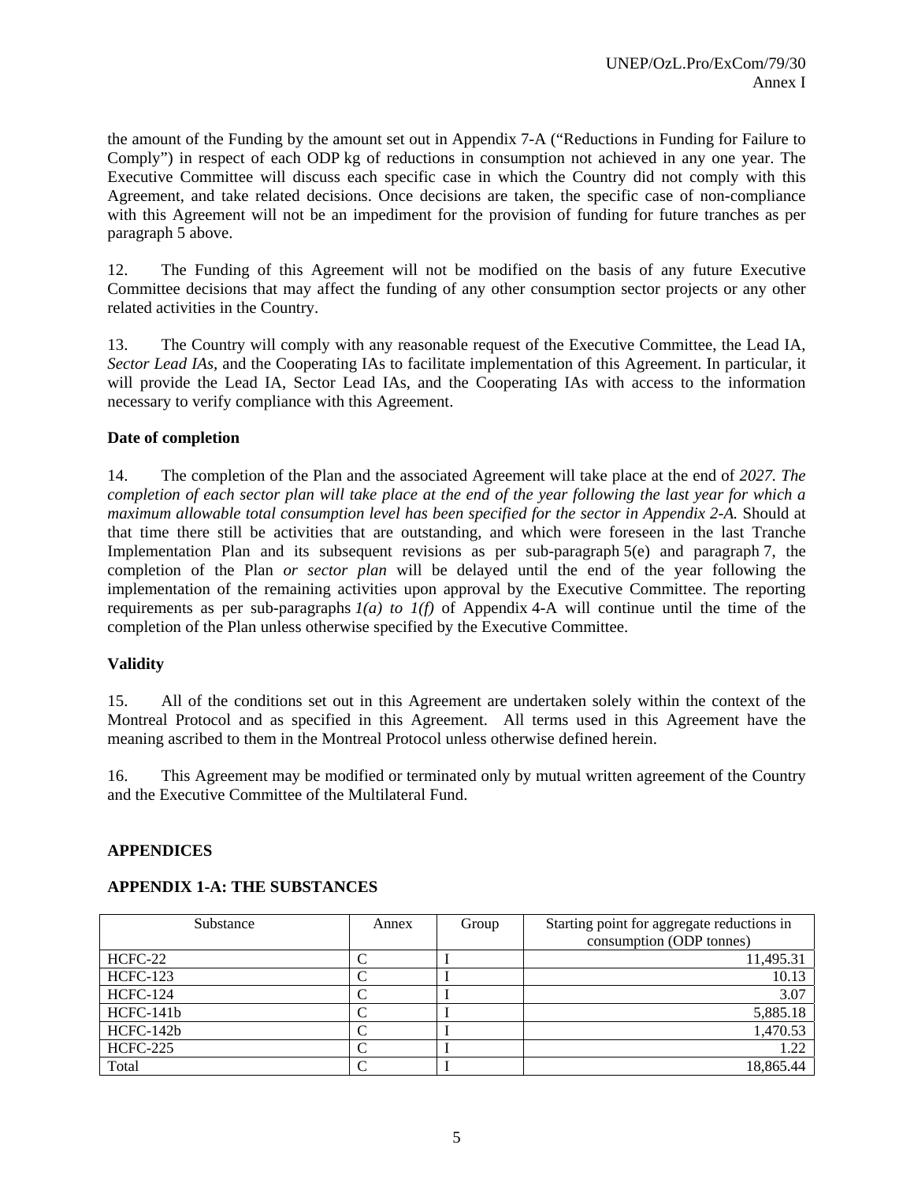the amount of the Funding by the amount set out in Appendix 7-A ("Reductions in Funding for Failure to Comply") in respect of each ODP kg of reductions in consumption not achieved in any one year. The Executive Committee will discuss each specific case in which the Country did not comply with this Agreement, and take related decisions. Once decisions are taken, the specific case of non-compliance with this Agreement will not be an impediment for the provision of funding for future tranches as per paragraph 5 above.

12. The Funding of this Agreement will not be modified on the basis of any future Executive Committee decisions that may affect the funding of any other consumption sector projects or any other related activities in the Country.

13. The Country will comply with any reasonable request of the Executive Committee, the Lead IA, *Sector Lead IAs,* and the Cooperating IAs to facilitate implementation of this Agreement. In particular, it will provide the Lead IA, Sector Lead IAs, and the Cooperating IAs with access to the information necessary to verify compliance with this Agreement.

**Date of completion**

14. The completion of the Plan and the associated Agreement will take place at the end of *2027. The completion of each sector plan will take place at the end of the year following the last year for which a maximum allowable total consumption level has been specified for the sector in Appendix 2-A.* Should at that time there still be activities that are outstanding, and which were foreseen in the last Tranche Implementation Plan and its subsequent revisions as per sub-paragraph 5(e) and paragraph 7, the completion of the Plan *or sector plan* will be delayed until the end of the year following the implementation of the remaining activities upon approval by the Executive Committee. The reporting requirements as per sub-paragraphs *1(a) to 1(f)* of Appendix 4-A will continue until the time of the completion of the Plan unless otherwise specified by the Executive Committee.

**Validity**

15. All of the conditions set out in this Agreement are undertaken solely within the context of the Montreal Protocol and as specified in this Agreement. All terms used in this Agreement have the meaning ascribed to them in the Montreal Protocol unless otherwise defined herein.

16. This Agreement may be modified or terminated only by mutual written agreement of the Country and the Executive Committee of the Multilateral Fund.

**APPENDICES**

**APPENDIX 1-A: THE SUBSTANCES**

| Substance | Annex | Group | Starting point for aggregate reductions in consumption (ODP tonnes) |
|---|---|---|---|
| HCFC-22 | C | I | 11,495.31 |
| HCFC-123 | C | I | 10.13 |
| HCFC-124 | C | I | 3.07 |
| HCFC-141b | C | I | 5,885.18 |
| HCFC-142b | C | I | 1,470.53 |
| HCFC-225 | C | I | 1.22 |
| Total | C | I | 18,865.44 |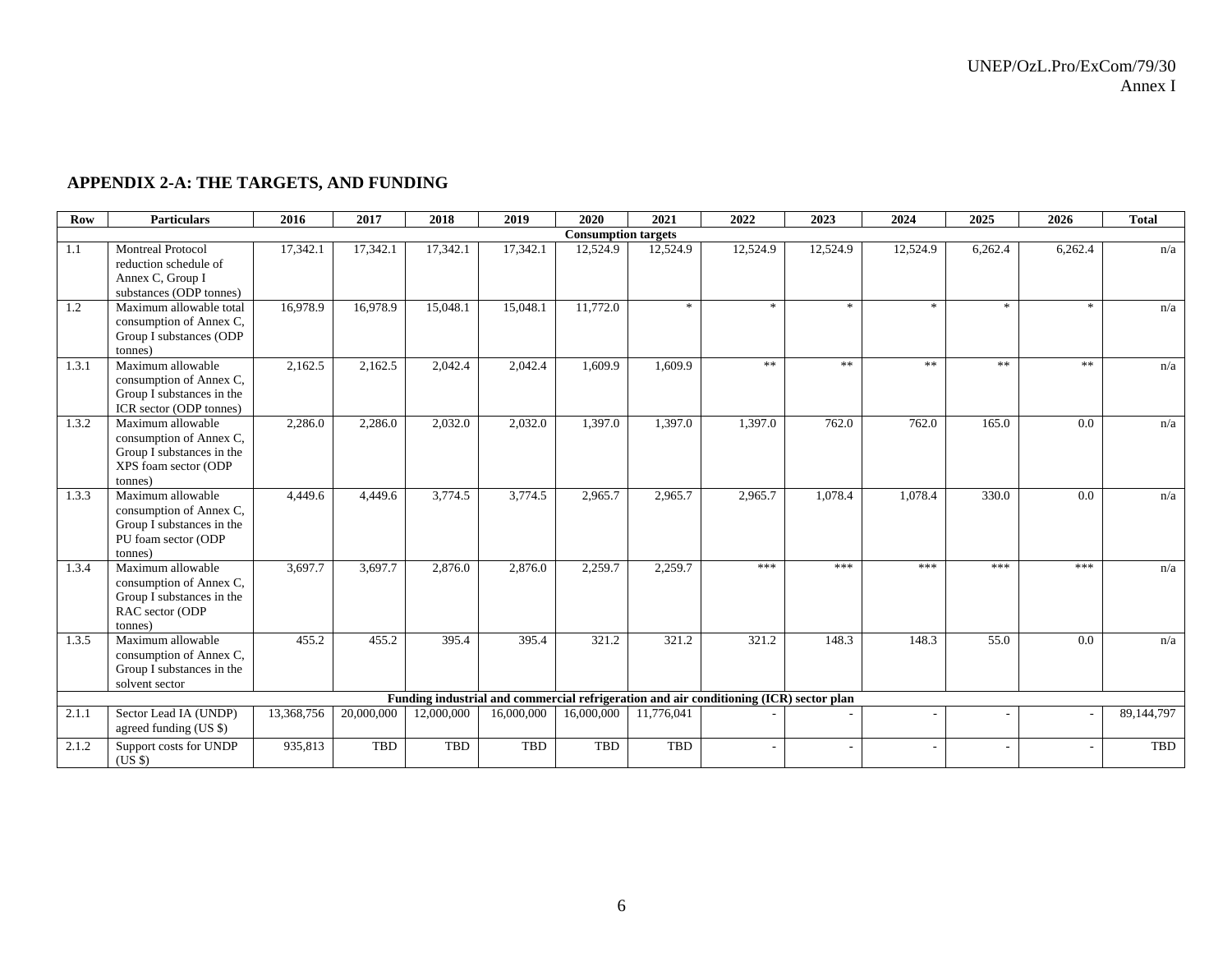## APPENDIX 2-A: THE TARGETS, AND FUNDING

| Row | Particulars | 2016 | 2017 | 2018 | 2019 | 2020 | 2021 | 2022 | 2023 | 2024 | 2025 | 2026 | Total |
|---|---|---|---|---|---|---|---|---|---|---|---|---|---|
| **Consumption targets** | | | | | | | | | | | | | |
| 1.1 | Montreal Protocol reduction schedule of Annex C, Group I substances (ODP tonnes) | 17,342.1 | 17,342.1 | 17,342.1 | 17,342.1 | 12,524.9 | 12,524.9 | 12,524.9 | 12,524.9 | 12,524.9 | 6,262.4 | 6,262.4 | n/a |
| 1.2 | Maximum allowable total consumption of Annex C, Group I substances (ODP tonnes) | 16,978.9 | 16,978.9 | 15,048.1 | 15,048.1 | 11,772.0 | * | * | * | * | * | * | n/a |
| 1.3.1 | Maximum allowable consumption of Annex C, Group I substances in the ICR sector (ODP tonnes) | 2,162.5 | 2,162.5 | 2,042.4 | 2,042.4 | 1,609.9 | 1,609.9 | ** | ** | ** | ** | ** | n/a |
| 1.3.2 | Maximum allowable consumption of Annex C, Group I substances in the XPS foam sector (ODP tonnes) | 2,286.0 | 2,286.0 | 2,032.0 | 2,032.0 | 1,397.0 | 1,397.0 | 1,397.0 | 762.0 | 762.0 | 165.0 | 0.0 | n/a |
| 1.3.3 | Maximum allowable consumption of Annex C, Group I substances in the PU foam sector (ODP tonnes) | 4,449.6 | 4,449.6 | 3,774.5 | 3,774.5 | 2,965.7 | 2,965.7 | 2,965.7 | 1,078.4 | 1,078.4 | 330.0 | 0.0 | n/a |
| 1.3.4 | Maximum allowable consumption of Annex C, Group I substances in the RAC sector (ODP tonnes) | 3,697.7 | 3,697.7 | 2,876.0 | 2,876.0 | 2,259.7 | 2,259.7 | *** | *** | *** | *** | *** | n/a |
| 1.3.5 | Maximum allowable consumption of Annex C, Group I substances in the solvent sector | 455.2 | 455.2 | 395.4 | 395.4 | 321.2 | 321.2 | 321.2 | 148.3 | 148.3 | 55.0 | 0.0 | n/a |
| **Funding industrial and commercial refrigeration and air conditioning (ICR) sector plan** | | | | | | | | | | | | | |
| 2.1.1 | Sector Lead IA (UNDP) agreed funding (US $) | 13,368,756 | 20,000,000 | 12,000,000 | 16,000,000 | 16,000,000 | 11,776,041 | - | - | - | - | - | 89,144,797 |
| 2.1.2 | Support costs for UNDP (US $) | 935,813 | TBD | TBD | TBD | TBD | TBD | - | - | - | - | - | TBD |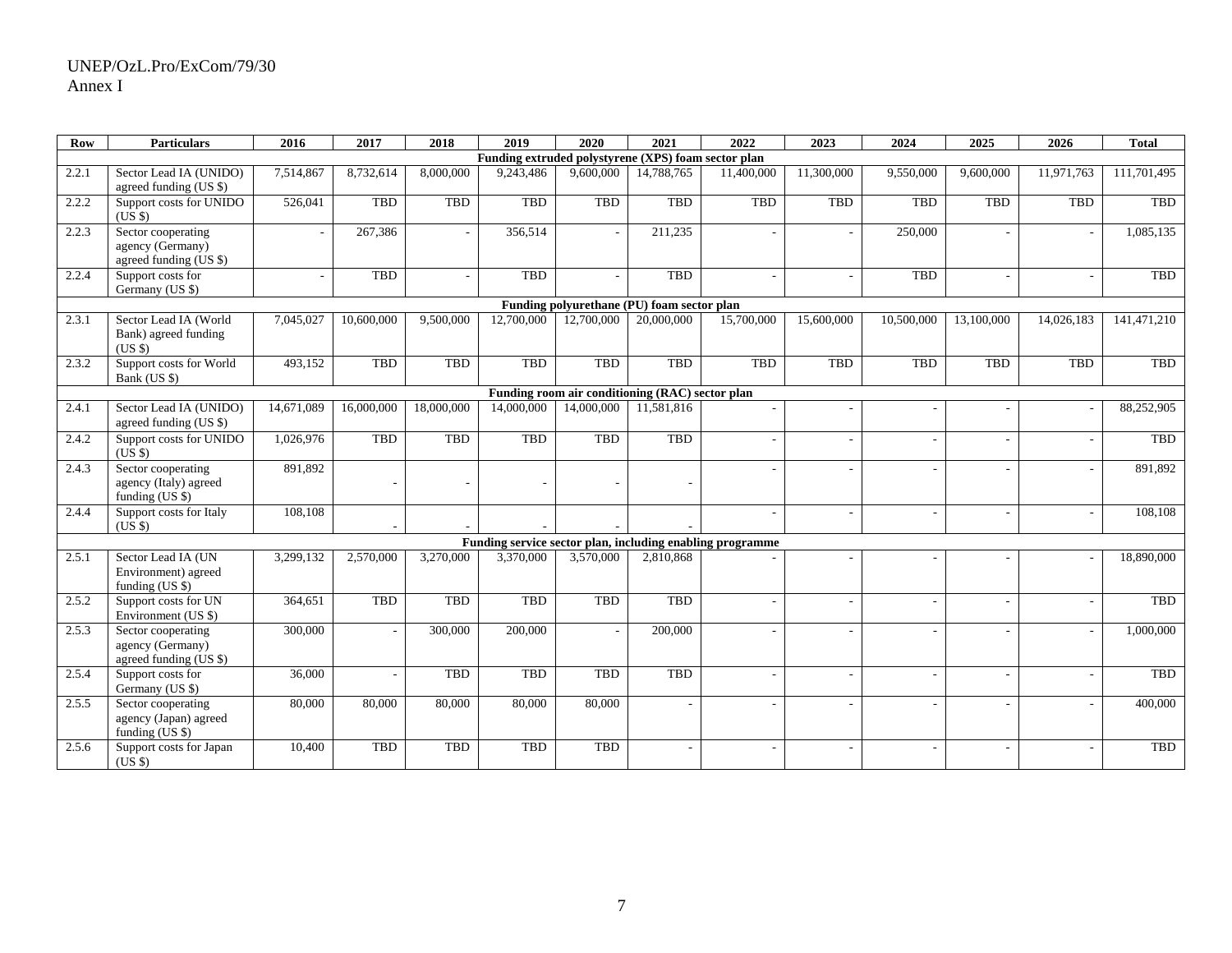| Row | Particulars | 2016 | 2017 | 2018 | 2019 | 2020 | 2021 | 2022 | 2023 | 2024 | 2025 | 2026 | Total |
|---|---|---|---|---|---|---|---|---|---|---|---|---|---|
| Funding extruded polystyrene (XPS) foam sector plan | | | | | | | | | | | | | |
| 2.2.1 | Sector Lead IA (UNIDO) agreed funding (US $) | 7,514,867 | 8,732,614 | 8,000,000 | 9,243,486 | 9,600,000 | 14,788,765 | 11,400,000 | 11,300,000 | 9,550,000 | 9,600,000 | 11,971,763 | 111,701,495 |
| 2.2.2 | Support costs for UNIDO (US $) | 526,041 | TBD | TBD | TBD | TBD | TBD | TBD | TBD | TBD | TBD | TBD | TBD |
| 2.2.3 | Sector cooperating agency (Germany) agreed funding (US $) | - | 267,386 | - | 356,514 | - | 211,235 | - | - | 250,000 | - | - | 1,085,135 |
| 2.2.4 | Support costs for Germany (US $) | - | TBD | - | TBD | - | TBD | - | - | TBD | - | - | TBD |
| Funding polyurethane (PU) foam sector plan | | | | | | | | | | | | | |
| 2.3.1 | Sector Lead IA (World Bank) agreed funding (US $) | 7,045,027 | 10,600,000 | 9,500,000 | 12,700,000 | 12,700,000 | 20,000,000 | 15,700,000 | 15,600,000 | 10,500,000 | 13,100,000 | 14,026,183 | 141,471,210 |
| 2.3.2 | Support costs for World Bank (US $) | 493,152 | TBD | TBD | TBD | TBD | TBD | TBD | TBD | TBD | TBD | TBD | TBD |
| Funding room air conditioning (RAC) sector plan | | | | | | | | | | | | | |
| 2.4.1 | Sector Lead IA (UNIDO) agreed funding (US $) | 14,671,089 | 16,000,000 | 18,000,000 | 14,000,000 | 14,000,000 | 11,581,816 | - | - | - | - | - | 88,252,905 |
| 2.4.2 | Support costs for UNIDO (US $) | 1,026,976 | TBD | TBD | TBD | TBD | TBD | - | - | - | - | - | TBD |
| 2.4.3 | Sector cooperating agency (Italy) agreed funding (US $) | 891,892 | - | - | - | - | - | - | - | - | - | - | 891,892 |
| 2.4.4 | Support costs for Italy (US $) | 108,108 | - | - | - | - | - | - | - | - | - | - | 108,108 |
| Funding service sector plan, including enabling programme | | | | | | | | | | | | | |
| 2.5.1 | Sector Lead IA (UN Environment) agreed funding (US $) | 3,299,132 | 2,570,000 | 3,270,000 | 3,370,000 | 3,570,000 | 2,810,868 | - | - | - | - | - | 18,890,000 |
| 2.5.2 | Support costs for UN Environment (US $) | 364,651 | TBD | TBD | TBD | TBD | TBD | - | - | - | - | - | TBD |
| 2.5.3 | Sector cooperating agency (Germany) agreed funding (US $) | 300,000 | - | 300,000 | 200,000 | - | 200,000 | - | - | - | - | - | 1,000,000 |
| 2.5.4 | Support costs for Germany (US $) | 36,000 | - | TBD | TBD | TBD | TBD | - | - | - | - | - | TBD |
| 2.5.5 | Sector cooperating agency (Japan) agreed funding (US $) | 80,000 | 80,000 | 80,000 | 80,000 | 80,000 | - | - | - | - | - | - | 400,000 |
| 2.5.6 | Support costs for Japan (US $) | 10,400 | TBD | TBD | TBD | TBD | - | - | - | - | - | - | TBD |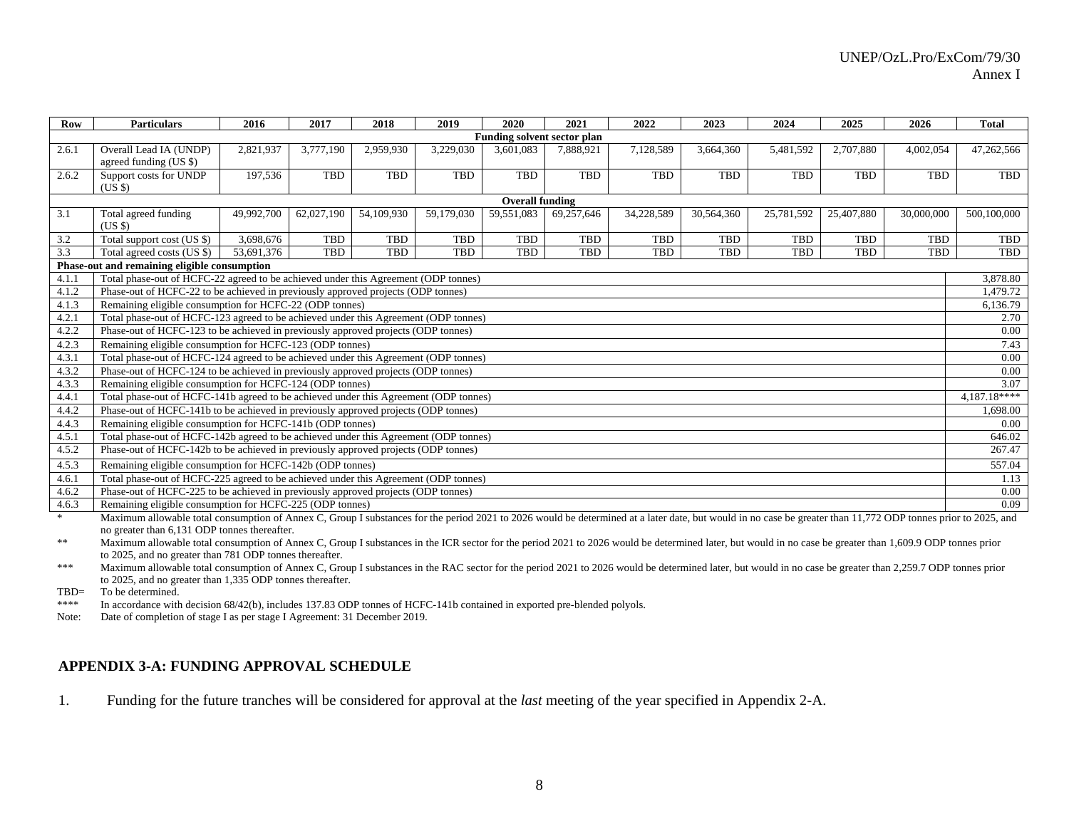| Row | Particulars | 2016 | 2017 | 2018 | 2019 | 2020 | 2021 | 2022 | 2023 | 2024 | 2025 | 2026 | Total |
|---|---|---|---|---|---|---|---|---|---|---|---|---|---|
| **Funding solvent sector plan** | | | | | | | | | | | | | |
| 2.6.1 | Overall Lead IA (UNDP) agreed funding (US $) | 2,821,937 | 3,777,190 | 2,959,930 | 3,229,030 | 3,601,083 | 7,888,921 | 7,128,589 | 3,664,360 | 5,481,592 | 2,707,880 | 4,002,054 | 47,262,566 |
| 2.6.2 | Support costs for UNDP (US $) | 197,536 | TBD | TBD | TBD | TBD | TBD | TBD | TBD | TBD | TBD | TBD | TBD |
| **Overall funding** | | | | | | | | | | | | | |
| 3.1 | Total agreed funding (US $) | 49,992,700 | 62,027,190 | 54,109,930 | 59,179,030 | 59,551,083 | 69,257,646 | 34,228,589 | 30,564,360 | 25,781,592 | 25,407,880 | 30,000,000 | 500,100,000 |
| 3.2 | Total support cost (US $) | 3,698,676 | TBD | TBD | TBD | TBD | TBD | TBD | TBD | TBD | TBD | TBD | TBD |
| 3.3 | Total agreed costs (US $) | 53,691,376 | TBD | TBD | TBD | TBD | TBD | TBD | TBD | TBD | TBD | TBD | TBD |
| **Phase-out and remaining eligible consumption** | | | | | | | | | | | | | |
| 4.1.1 | Total phase-out of HCFC-22 agreed to be achieved under this Agreement (ODP tonnes) | | | | | | | | | | | | 3,878.80 |
| 4.1.2 | Phase-out of HCFC-22 to be achieved in previously approved projects (ODP tonnes) | | | | | | | | | | | | 1,479.72 |
| 4.1.3 | Remaining eligible consumption for HCFC-22 (ODP tonnes) | | | | | | | | | | | | 6,136.79 |
| 4.2.1 | Total phase-out of HCFC-123 agreed to be achieved under this Agreement (ODP tonnes) | | | | | | | | | | | | 2.70 |
| 4.2.2 | Phase-out of HCFC-123 to be achieved in previously approved projects (ODP tonnes) | | | | | | | | | | | | 0.00 |
| 4.2.3 | Remaining eligible consumption for HCFC-123 (ODP tonnes) | | | | | | | | | | | | 7.43 |
| 4.3.1 | Total phase-out of HCFC-124 agreed to be achieved under this Agreement (ODP tonnes) | | | | | | | | | | | | 0.00 |
| 4.3.2 | Phase-out of HCFC-124 to be achieved in previously approved projects (ODP tonnes) | | | | | | | | | | | | 0.00 |
| 4.3.3 | Remaining eligible consumption for HCFC-124 (ODP tonnes) | | | | | | | | | | | | 3.07 |
| 4.4.1 | Total phase-out of HCFC-141b agreed to be achieved under this Agreement (ODP tonnes) | | | | | | | | | | | | 4,187.18**** |
| 4.4.2 | Phase-out of HCFC-141b to be achieved in previously approved projects (ODP tonnes) | | | | | | | | | | | | 1,698.00 |
| 4.4.3 | Remaining eligible consumption for HCFC-141b (ODP tonnes) | | | | | | | | | | | | 0.00 |
| 4.5.1 | Total phase-out of HCFC-142b agreed to be achieved under this Agreement (ODP tonnes) | | | | | | | | | | | | 646.02 |
| 4.5.2 | Phase-out of HCFC-142b to be achieved in previously approved projects (ODP tonnes) | | | | | | | | | | | | 267.47 |
| 4.5.3 | Remaining eligible consumption for HCFC-142b (ODP tonnes) | | | | | | | | | | | | 557.04 |
| 4.6.1 | Total phase-out of HCFC-225 agreed to be achieved under this Agreement (ODP tonnes) | | | | | | | | | | | | 1.13 |
| 4.6.2 | Phase-out of HCFC-225 to be achieved in previously approved projects (ODP tonnes) | | | | | | | | | | | | 0.00 |
| 4.6.3 | Remaining eligible consumption for HCFC-225 (ODP tonnes) | | | | | | | | | | | | 0.09 |

\* Maximum allowable total consumption of Annex C, Group I substances for the period 2021 to 2026 would be determined at a later date, but would in no case be greater than 11,772 ODP tonnes prior to 2025, and no greater than 6,131 ODP tonnes thereafter.

\*\* Maximum allowable total consumption of Annex C, Group I substances in the ICR sector for the period 2021 to 2026 would be determined later, but would in no case be greater than 1,609.9 ODP tonnes prior to 2025, and no greater than 781 ODP tonnes thereafter.

\*\*\* Maximum allowable total consumption of Annex C, Group I substances in the RAC sector for the period 2021 to 2026 would be determined later, but would in no case be greater than 2,259.7 ODP tonnes prior to 2025, and no greater than 1,335 ODP tonnes thereafter.

TBD= To be determined.

\*\*\*\* In accordance with decision 68/42(b), includes 137.83 ODP tonnes of HCFC-141b contained in exported pre-blended polyols.

Note: Date of completion of stage I as per stage I Agreement: 31 December 2019.

## APPENDIX 3-A: FUNDING APPROVAL SCHEDULE

1. Funding for the future tranches will be considered for approval at the *last* meeting of the year specified in Appendix 2-A.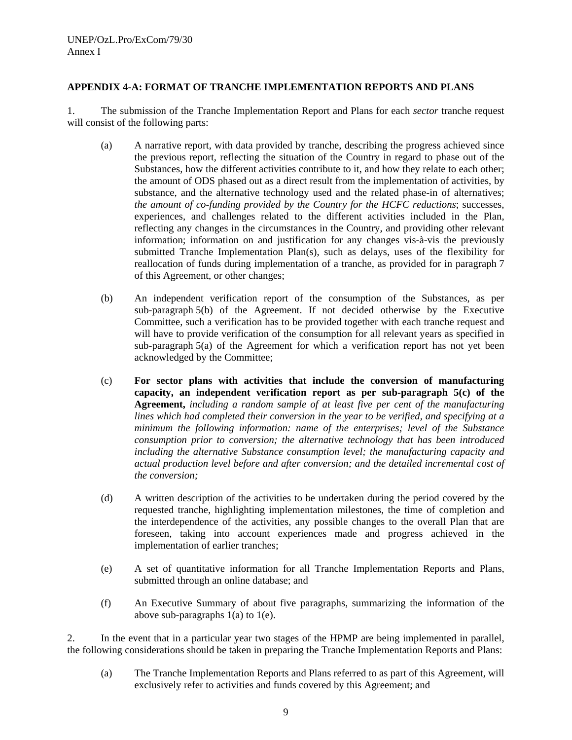**APPENDIX 4-A: FORMAT OF TRANCHE IMPLEMENTATION REPORTS AND PLANS**

1. The submission of the Tranche Implementation Report and Plans for each *sector* tranche request will consist of the following parts:

   (a) A narrative report, with data provided by tranche, describing the progress achieved since the previous report, reflecting the situation of the Country in regard to phase out of the Substances, how the different activities contribute to it, and how they relate to each other; the amount of ODS phased out as a direct result from the implementation of activities, by substance, and the alternative technology used and the related phase-in of alternatives; *the amount of co-funding provided by the Country for the HCFC reductions*; successes, experiences, and challenges related to the different activities included in the Plan, reflecting any changes in the circumstances in the Country, and providing other relevant information; information on and justification for any changes vis-à-vis the previously submitted Tranche Implementation Plan(s), such as delays, uses of the flexibility for reallocation of funds during implementation of a tranche, as provided for in paragraph 7 of this Agreement, or other changes;

   (b) An independent verification report of the consumption of the Substances, as per sub-paragraph 5(b) of the Agreement. If not decided otherwise by the Executive Committee, such a verification has to be provided together with each tranche request and will have to provide verification of the consumption for all relevant years as specified in sub-paragraph 5(a) of the Agreement for which a verification report has not yet been acknowledged by the Committee;

   (c) **For sector plans with activities that include the conversion of manufacturing capacity, an independent verification report as per sub-paragraph 5(c) of the Agreement,** *including a random sample of at least five per cent of the manufacturing lines which had completed their conversion in the year to be verified, and specifying at a minimum the following information: name of the enterprises; level of the Substance consumption prior to conversion; the alternative technology that has been introduced including the alternative Substance consumption level; the manufacturing capacity and actual production level before and after conversion; and the detailed incremental cost of the conversion;*

   (d) A written description of the activities to be undertaken during the period covered by the requested tranche, highlighting implementation milestones, the time of completion and the interdependence of the activities, any possible changes to the overall Plan that are foreseen, taking into account experiences made and progress achieved in the implementation of earlier tranches;

   (e) A set of quantitative information for all Tranche Implementation Reports and Plans, submitted through an online database; and

   (f) An Executive Summary of about five paragraphs, summarizing the information of the above sub-paragraphs 1(a) to 1(e).

2. In the event that in a particular year two stages of the HPMP are being implemented in parallel, the following considerations should be taken in preparing the Tranche Implementation Reports and Plans:

   (a) The Tranche Implementation Reports and Plans referred to as part of this Agreement, will exclusively refer to activities and funds covered by this Agreement; and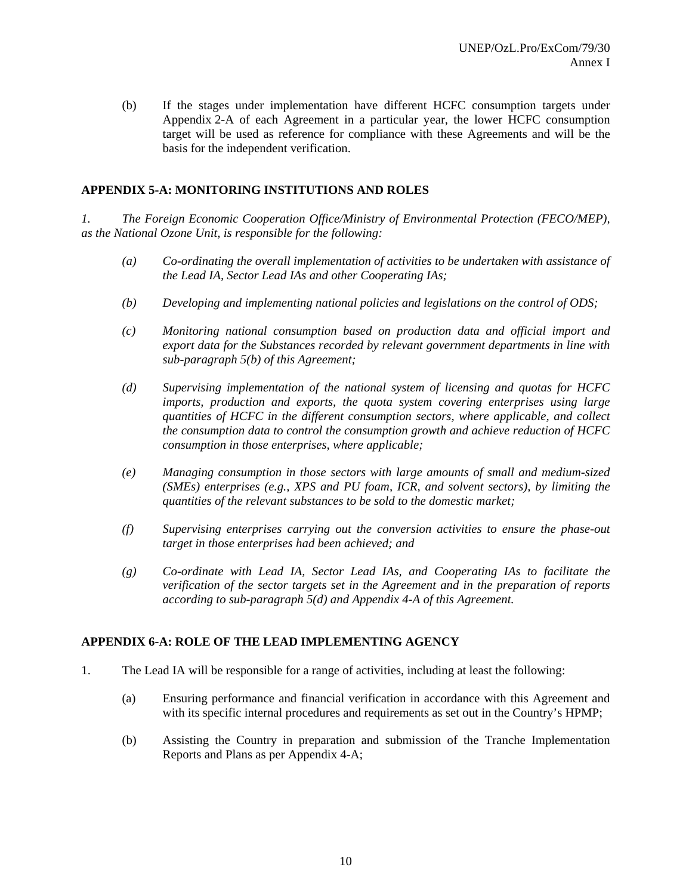(b) If the stages under implementation have different HCFC consumption targets under Appendix 2-A of each Agreement in a particular year, the lower HCFC consumption target will be used as reference for compliance with these Agreements and will be the basis for the independent verification.

## APPENDIX 5-A: MONITORING INSTITUTIONS AND ROLES

*1. The Foreign Economic Cooperation Office/Ministry of Environmental Protection (FECO/MEP), as the National Ozone Unit, is responsible for the following:*

*(a) Co-ordinating the overall implementation of activities to be undertaken with assistance of the Lead IA, Sector Lead IAs and other Cooperating IAs;*

*(b) Developing and implementing national policies and legislations on the control of ODS;*

*(c) Monitoring national consumption based on production data and official import and export data for the Substances recorded by relevant government departments in line with sub-paragraph 5(b) of this Agreement;*

*(d) Supervising implementation of the national system of licensing and quotas for HCFC imports, production and exports, the quota system covering enterprises using large quantities of HCFC in the different consumption sectors, where applicable, and collect the consumption data to control the consumption growth and achieve reduction of HCFC consumption in those enterprises, where applicable;*

*(e) Managing consumption in those sectors with large amounts of small and medium-sized (SMEs) enterprises (e.g., XPS and PU foam, ICR, and solvent sectors), by limiting the quantities of the relevant substances to be sold to the domestic market;*

*(f) Supervising enterprises carrying out the conversion activities to ensure the phase-out target in those enterprises had been achieved; and*

*(g) Co-ordinate with Lead IA, Sector Lead IAs, and Cooperating IAs to facilitate the verification of the sector targets set in the Agreement and in the preparation of reports according to sub-paragraph 5(d) and Appendix 4-A of this Agreement.*

## APPENDIX 6-A: ROLE OF THE LEAD IMPLEMENTING AGENCY

1. The Lead IA will be responsible for a range of activities, including at least the following:

(a) Ensuring performance and financial verification in accordance with this Agreement and with its specific internal procedures and requirements as set out in the Country's HPMP;

(b) Assisting the Country in preparation and submission of the Tranche Implementation Reports and Plans as per Appendix 4-A;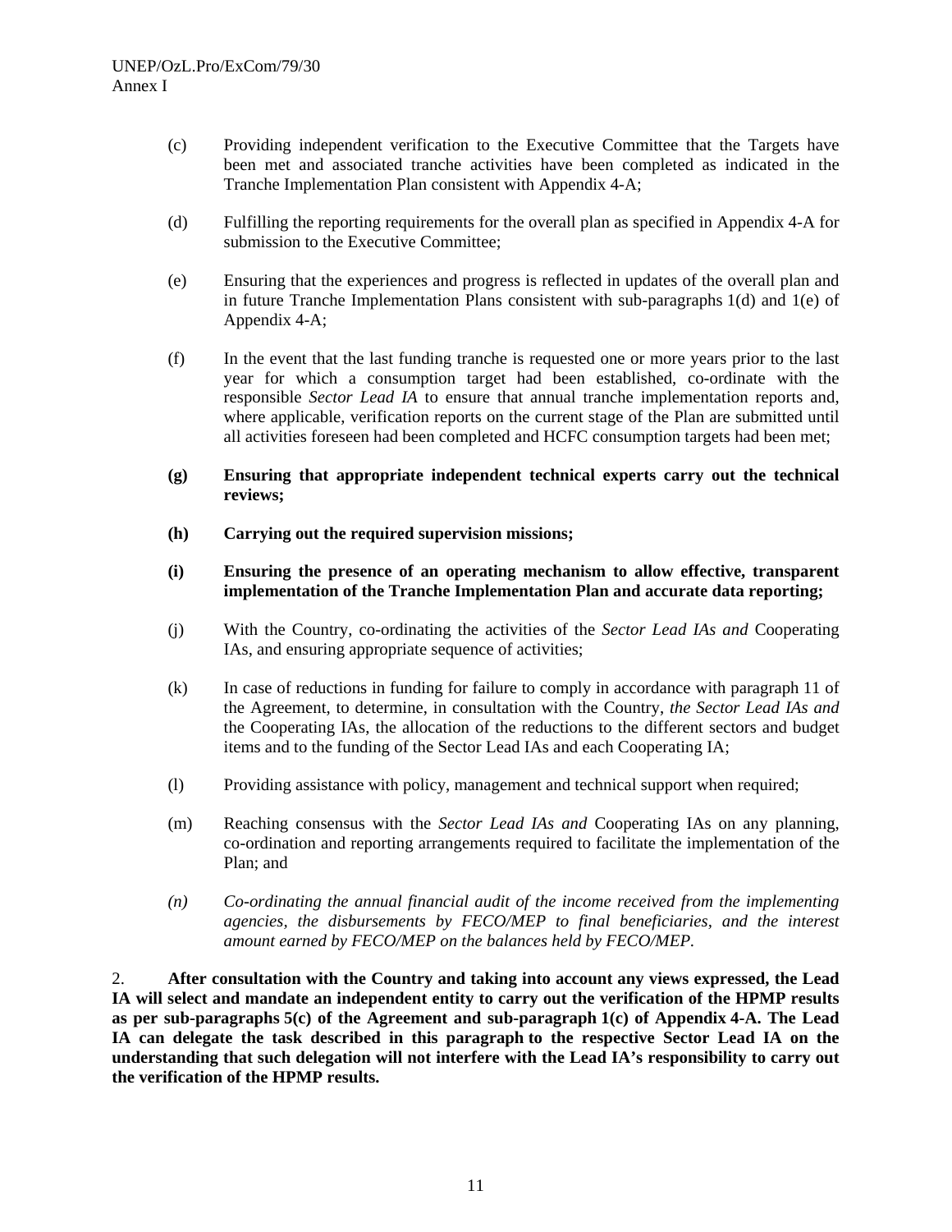(c) Providing independent verification to the Executive Committee that the Targets have been met and associated tranche activities have been completed as indicated in the Tranche Implementation Plan consistent with Appendix 4-A;

(d) Fulfilling the reporting requirements for the overall plan as specified in Appendix 4-A for submission to the Executive Committee;

(e) Ensuring that the experiences and progress is reflected in updates of the overall plan and in future Tranche Implementation Plans consistent with sub-paragraphs 1(d) and 1(e) of Appendix 4-A;

(f) In the event that the last funding tranche is requested one or more years prior to the last year for which a consumption target had been established, co-ordinate with the responsible *Sector Lead IA* to ensure that annual tranche implementation reports and, where applicable, verification reports on the current stage of the Plan are submitted until all activities foreseen had been completed and HCFC consumption targets had been met;

**(g) Ensuring that appropriate independent technical experts carry out the technical reviews;**

**(h) Carrying out the required supervision missions;**

**(i) Ensuring the presence of an operating mechanism to allow effective, transparent implementation of the Tranche Implementation Plan and accurate data reporting;**

(j) With the Country, co-ordinating the activities of the *Sector Lead IAs and* Cooperating IAs, and ensuring appropriate sequence of activities;

(k) In case of reductions in funding for failure to comply in accordance with paragraph 11 of the Agreement, to determine, in consultation with the Country, *the Sector Lead IAs and* the Cooperating IAs, the allocation of the reductions to the different sectors and budget items and to the funding of the Sector Lead IAs and each Cooperating IA;

(l) Providing assistance with policy, management and technical support when required;

(m) Reaching consensus with the *Sector Lead IAs and* Cooperating IAs on any planning, co-ordination and reporting arrangements required to facilitate the implementation of the Plan; and

*(n) Co-ordinating the annual financial audit of the income received from the implementing agencies, the disbursements by FECO/MEP to final beneficiaries, and the interest amount earned by FECO/MEP on the balances held by FECO/MEP.*

2. **After consultation with the Country and taking into account any views expressed, the Lead IA will select and mandate an independent entity to carry out the verification of the HPMP results as per sub-paragraphs 5(c) of the Agreement and sub-paragraph 1(c) of Appendix 4-A. The Lead IA can delegate the task described in this paragraph to the respective Sector Lead IA on the understanding that such delegation will not interfere with the Lead IA's responsibility to carry out the verification of the HPMP results.**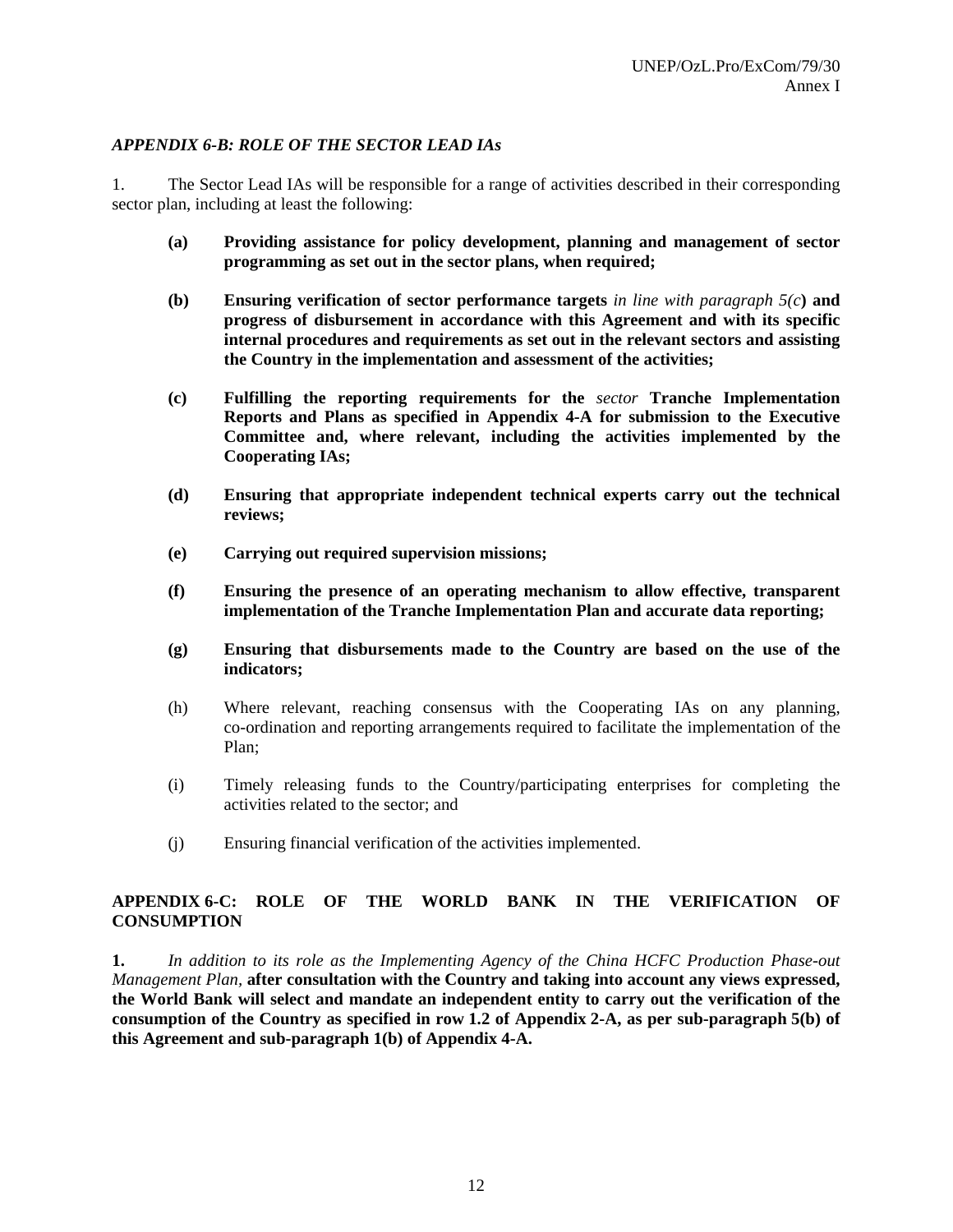### *APPENDIX 6-B: ROLE OF THE SECTOR LEAD IAs*

1. The Sector Lead IAs will be responsible for a range of activities described in their corresponding sector plan, including at least the following:

   (a) **Providing assistance for policy development, planning and management of sector programming as set out in the sector plans, when required;**

   (b) **Ensuring verification of sector performance targets** *in line with paragraph 5(c*) **and progress of disbursement in accordance with this Agreement and with its specific internal procedures and requirements as set out in the relevant sectors and assisting the Country in the implementation and assessment of the activities;**

   (c) **Fulfilling the reporting requirements for the** *sector* **Tranche Implementation Reports and Plans as specified in Appendix 4-A for submission to the Executive Committee and, where relevant, including the activities implemented by the Cooperating IAs;**

   (d) **Ensuring that appropriate independent technical experts carry out the technical reviews;**

   (e) **Carrying out required supervision missions;**

   (f) **Ensuring the presence of an operating mechanism to allow effective, transparent implementation of the Tranche Implementation Plan and accurate data reporting;**

   (g) **Ensuring that disbursements made to the Country are based on the use of the indicators;**

   (h) Where relevant, reaching consensus with the Cooperating IAs on any planning, co-ordination and reporting arrangements required to facilitate the implementation of the Plan;

   (i) Timely releasing funds to the Country/participating enterprises for completing the activities related to the sector; and

   (j) Ensuring financial verification of the activities implemented.

### APPENDIX 6-C: ROLE OF THE WORLD BANK IN THE VERIFICATION OF CONSUMPTION

**1.** *In addition to its role as the Implementing Agency of the China HCFC Production Phase-out Management Plan,* **after consultation with the Country and taking into account any views expressed, the World Bank will select and mandate an independent entity to carry out the verification of the consumption of the Country as specified in row 1.2 of Appendix 2-A, as per sub-paragraph 5(b) of this Agreement and sub-paragraph 1(b) of Appendix 4-A.**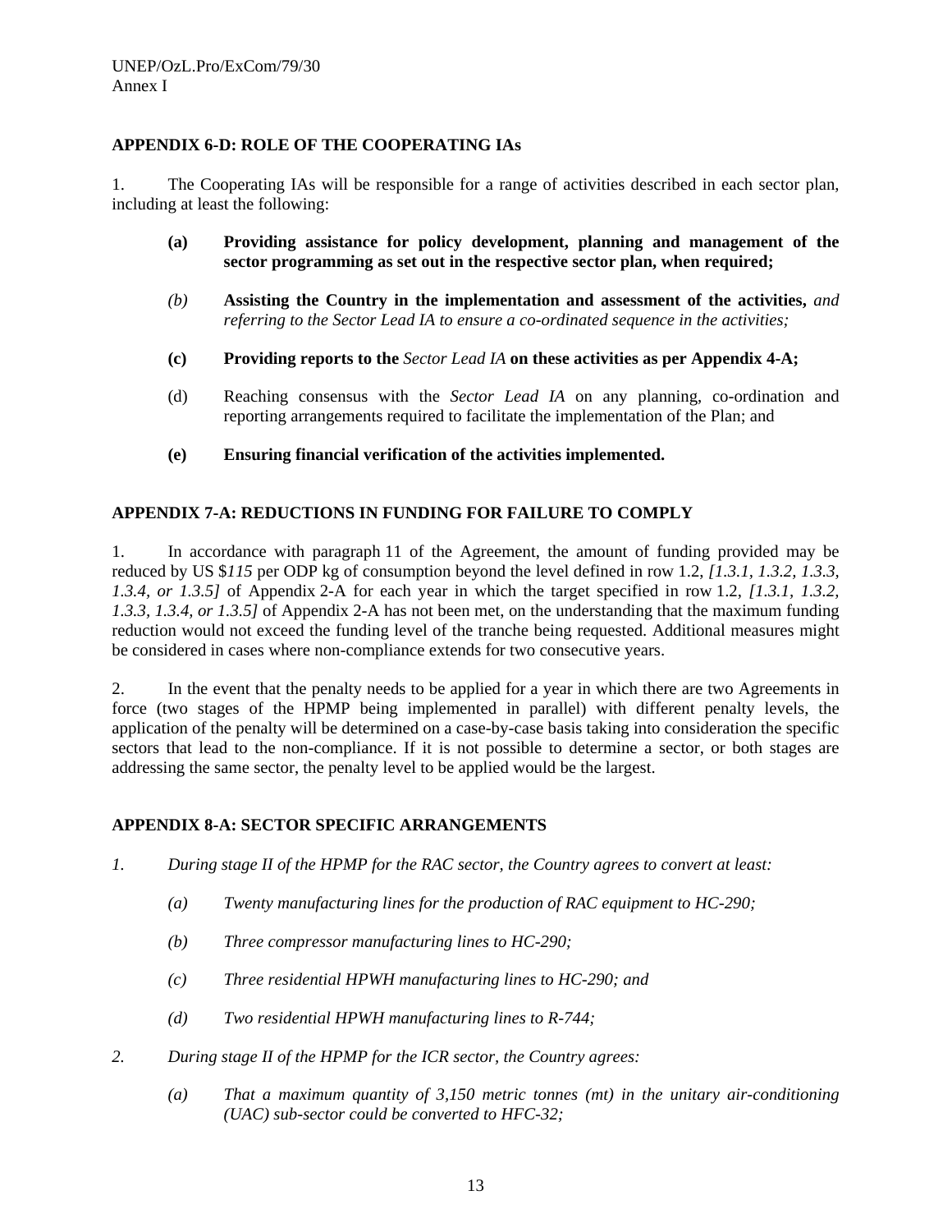**APPENDIX 6-D: ROLE OF THE COOPERATING IAs**

1. The Cooperating IAs will be responsible for a range of activities described in each sector plan, including at least the following:

  (a) **Providing assistance for policy development, planning and management of the sector programming as set out in the respective sector plan, when required;**

  *(b)* **Assisting the Country in the implementation and assessment of the activities,** *and referring to the Sector Lead IA to ensure a co-ordinated sequence in the activities;*

  (c) **Providing reports to the** *Sector Lead IA* **on these activities as per Appendix 4-A;**

  (d) Reaching consensus with the *Sector Lead IA* on any planning, co-ordination and reporting arrangements required to facilitate the implementation of the Plan; and

  (e) **Ensuring financial verification of the activities implemented.**

**APPENDIX 7-A: REDUCTIONS IN FUNDING FOR FAILURE TO COMPLY**

1. In accordance with paragraph 11 of the Agreement, the amount of funding provided may be reduced by US $*115* per ODP kg of consumption beyond the level defined in row 1.2, *[1.3.1, 1.3.2, 1.3.3, 1.3.4, or 1.3.5]* of Appendix 2-A for each year in which the target specified in row 1.2, *[1.3.1, 1.3.2, 1.3.3, 1.3.4, or 1.3.5]* of Appendix 2-A has not been met, on the understanding that the maximum funding reduction would not exceed the funding level of the tranche being requested. Additional measures might be considered in cases where non-compliance extends for two consecutive years.

2. In the event that the penalty needs to be applied for a year in which there are two Agreements in force (two stages of the HPMP being implemented in parallel) with different penalty levels, the application of the penalty will be determined on a case-by-case basis taking into consideration the specific sectors that lead to the non-compliance. If it is not possible to determine a sector, or both stages are addressing the same sector, the penalty level to be applied would be the largest.

**APPENDIX 8-A: SECTOR SPECIFIC ARRANGEMENTS**

*1. During stage II of the HPMP for the RAC sector, the Country agrees to convert at least:*

  *(a) Twenty manufacturing lines for the production of RAC equipment to HC-290;*

  *(b) Three compressor manufacturing lines to HC-290;*

  *(c) Three residential HPWH manufacturing lines to HC-290; and*

  *(d) Two residential HPWH manufacturing lines to R-744;*

*2. During stage II of the HPMP for the ICR sector, the Country agrees:*

  *(a) That a maximum quantity of 3,150 metric tonnes (mt) in the unitary air-conditioning (UAC) sub-sector could be converted to HFC-32;*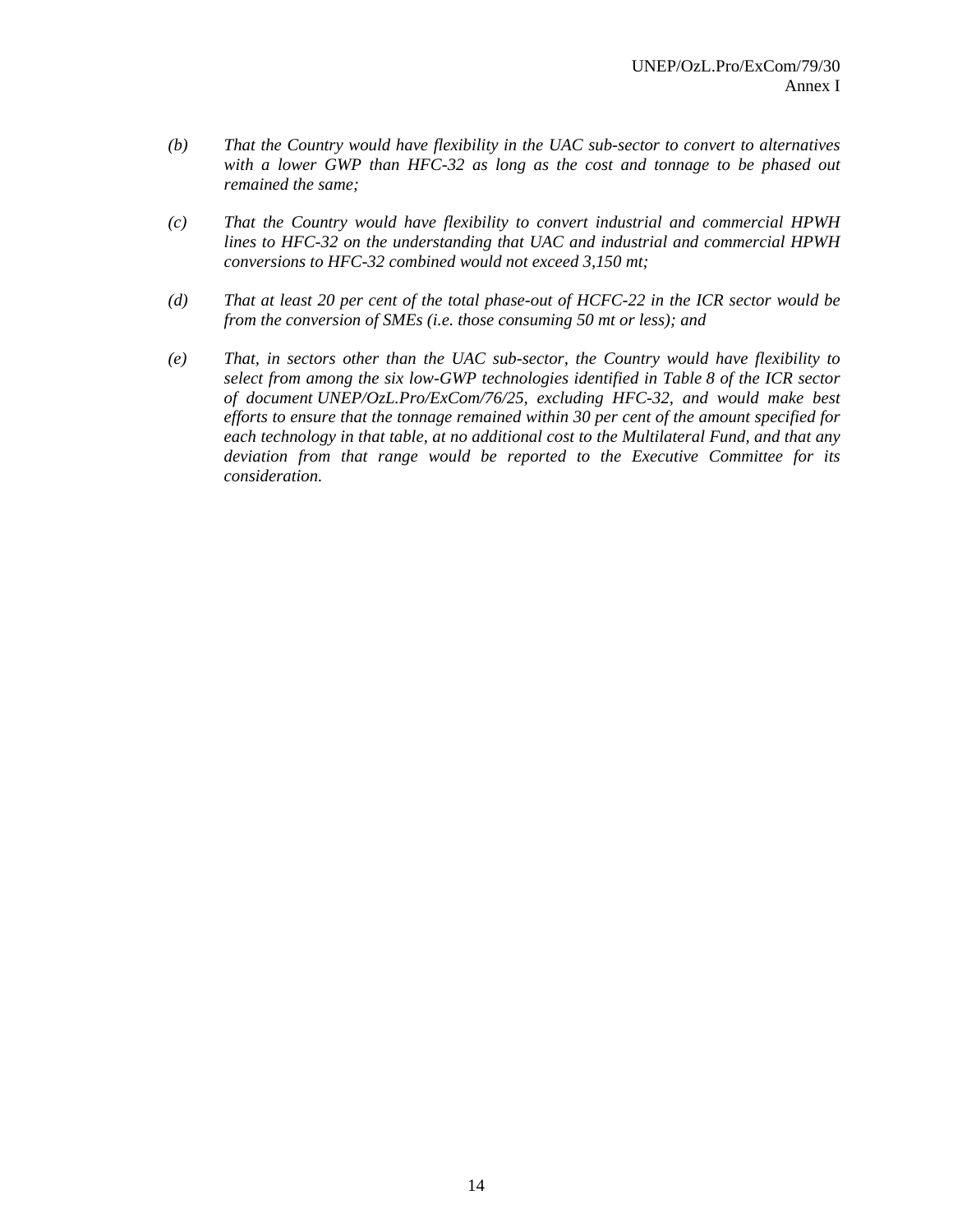*(b) That the Country would have flexibility in the UAC sub-sector to convert to alternatives with a lower GWP than HFC-32 as long as the cost and tonnage to be phased out remained the same;*

*(c) That the Country would have flexibility to convert industrial and commercial HPWH lines to HFC-32 on the understanding that UAC and industrial and commercial HPWH conversions to HFC-32 combined would not exceed 3,150 mt;*

*(d) That at least 20 per cent of the total phase-out of HCFC-22 in the ICR sector would be from the conversion of SMEs (i.e. those consuming 50 mt or less); and*

*(e) That, in sectors other than the UAC sub-sector, the Country would have flexibility to select from among the six low-GWP technologies identified in Table 8 of the ICR sector of document UNEP/OzL.Pro/ExCom/76/25, excluding HFC-32, and would make best efforts to ensure that the tonnage remained within 30 per cent of the amount specified for each technology in that table, at no additional cost to the Multilateral Fund, and that any deviation from that range would be reported to the Executive Committee for its consideration.*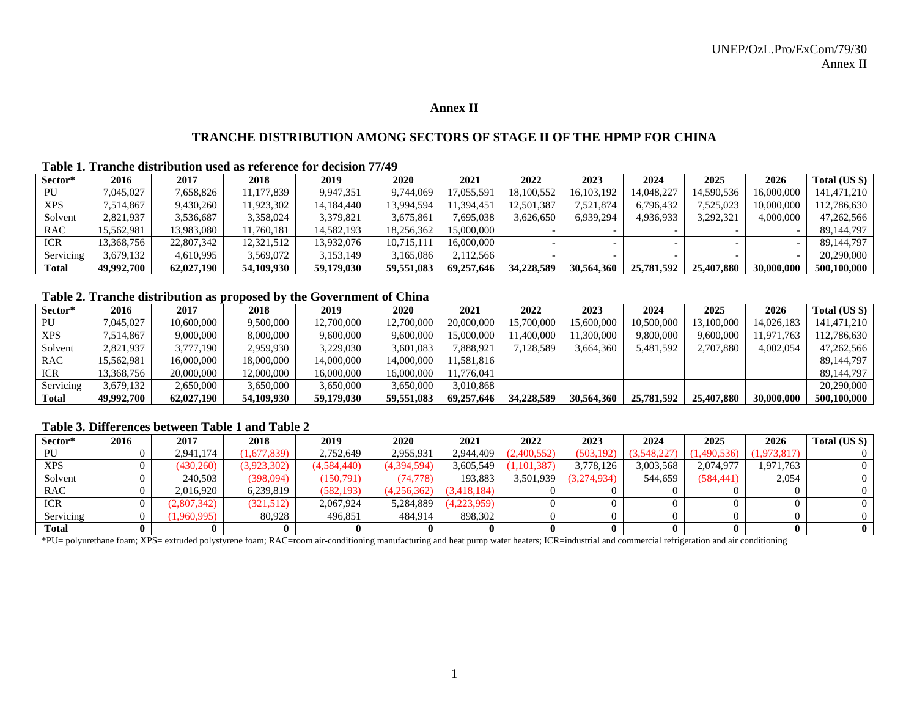## Annex II

## TRANCHE DISTRIBUTION AMONG SECTORS OF STAGE II OF THE HPMP FOR CHINA

### Table 1. Tranche distribution used as reference for decision 77/49

| Sector* | 2016 | 2017 | 2018 | 2019 | 2020 | 2021 | 2022 | 2023 | 2024 | 2025 | 2026 | Total (US $) |
|---|---|---|---|---|---|---|---|---|---|---|---|---|
| PU | 7,045,027 | 7,658,826 | 11,177,839 | 9,947,351 | 9,744,069 | 17,055,591 | 18,100,552 | 16,103,192 | 14,048,227 | 14,590,536 | 16,000,000 | 141,471,210 |
| XPS | 7,514,867 | 9,430,260 | 11,923,302 | 14,184,440 | 13,994,594 | 11,394,451 | 12,501,387 | 7,521,874 | 6,796,432 | 7,525,023 | 10,000,000 | 112,786,630 |
| Solvent | 2,821,937 | 3,536,687 | 3,358,024 | 3,379,821 | 3,675,861 | 7,695,038 | 3,626,650 | 6,939,294 | 4,936,933 | 3,292,321 | 4,000,000 | 47,262,566 |
| RAC | 15,562,981 | 13,983,080 | 11,760,181 | 14,582,193 | 18,256,362 | 15,000,000 | - | - | - | - | - | 89,144,797 |
| ICR | 13,368,756 | 22,807,342 | 12,321,512 | 13,932,076 | 10,715,111 | 16,000,000 | - | - | - | - | - | 89,144,797 |
| Servicing | 3,679,132 | 4,610,995 | 3,569,072 | 3,153,149 | 3,165,086 | 2,112,566 | - | - | - | - | - | 20,290,000 |
| **Total** | **49,992,700** | **62,027,190** | **54,109,930** | **59,179,030** | **59,551,083** | **69,257,646** | **34,228,589** | **30,564,360** | **25,781,592** | **25,407,880** | **30,000,000** | **500,100,000** |

### Table 2. Tranche distribution as proposed by the Government of China

| Sector* | 2016 | 2017 | 2018 | 2019 | 2020 | 2021 | 2022 | 2023 | 2024 | 2025 | 2026 | Total (US $) |
|---|---|---|---|---|---|---|---|---|---|---|---|---|
| PU | 7,045,027 | 10,600,000 | 9,500,000 | 12,700,000 | 12,700,000 | 20,000,000 | 15,700,000 | 15,600,000 | 10,500,000 | 13,100,000 | 14,026,183 | 141,471,210 |
| XPS | 7,514,867 | 9,000,000 | 8,000,000 | 9,600,000 | 9,600,000 | 15,000,000 | 11,400,000 | 11,300,000 | 9,800,000 | 9,600,000 | 11,971,763 | 112,786,630 |
| Solvent | 2,821,937 | 3,777,190 | 2,959,930 | 3,229,030 | 3,601,083 | 7,888,921 | 7,128,589 | 3,664,360 | 5,481,592 | 2,707,880 | 4,002,054 | 47,262,566 |
| RAC | 15,562,981 | 16,000,000 | 18,000,000 | 14,000,000 | 14,000,000 | 11,581,816 | | | | | | 89,144,797 |
| ICR | 13,368,756 | 20,000,000 | 12,000,000 | 16,000,000 | 16,000,000 | 11,776,041 | | | | | | 89,144,797 |
| Servicing | 3,679,132 | 2,650,000 | 3,650,000 | 3,650,000 | 3,650,000 | 3,010,868 | | | | | | 20,290,000 |
| **Total** | **49,992,700** | **62,027,190** | **54,109,930** | **59,179,030** | **59,551,083** | **69,257,646** | **34,228,589** | **30,564,360** | **25,781,592** | **25,407,880** | **30,000,000** | **500,100,000** |

### Table 3. Differences between Table 1 and Table 2

| Sector* | 2016 | 2017 | 2018 | 2019 | 2020 | 2021 | 2022 | 2023 | 2024 | 2025 | 2026 | Total (US $) |
|---|---|---|---|---|---|---|---|---|---|---|---|---|
| PU | 0 | 2,941,174 | (1,677,839) | 2,752,649 | 2,955,931 | 2,944,409 | (2,400,552) | (503,192) | (3,548,227) | (1,490,536) | (1,973,817) | 0 |
| XPS | 0 | (430,260) | (3,923,302) | (4,584,440) | (4,394,594) | 3,605,549 | (1,101,387) | 3,778,126 | 3,003,568 | 2,074,977 | 1,971,763 | 0 |
| Solvent | 0 | 240,503 | (398,094) | (150,791) | (74,778) | 193,883 | 3,501,939 | (3,274,934) | 544,659 | (584,441) | 2,054 | 0 |
| RAC | 0 | 2,016,920 | 6,239,819 | (582,193) | (4,256,362) | (3,418,184) | 0 | 0 | 0 | 0 | 0 | 0 |
| ICR | 0 | (2,807,342) | (321,512) | 2,067,924 | 5,284,889 | (4,223,959) | 0 | 0 | 0 | 0 | 0 | 0 |
| Servicing | 0 | (1,960,995) | 80,928 | 496,851 | 484,914 | 898,302 | 0 | 0 | 0 | 0 | 0 | 0 |
| **Total** | **0** | **0** | **0** | **0** | **0** | **0** | **0** | **0** | **0** | **0** | **0** | **0** |

*PU= polyurethane foam; XPS= extruded polystyrene foam; RAC=room air-conditioning manufacturing and heat pump water heaters; ICR=industrial and commercial refrigeration and air conditioning